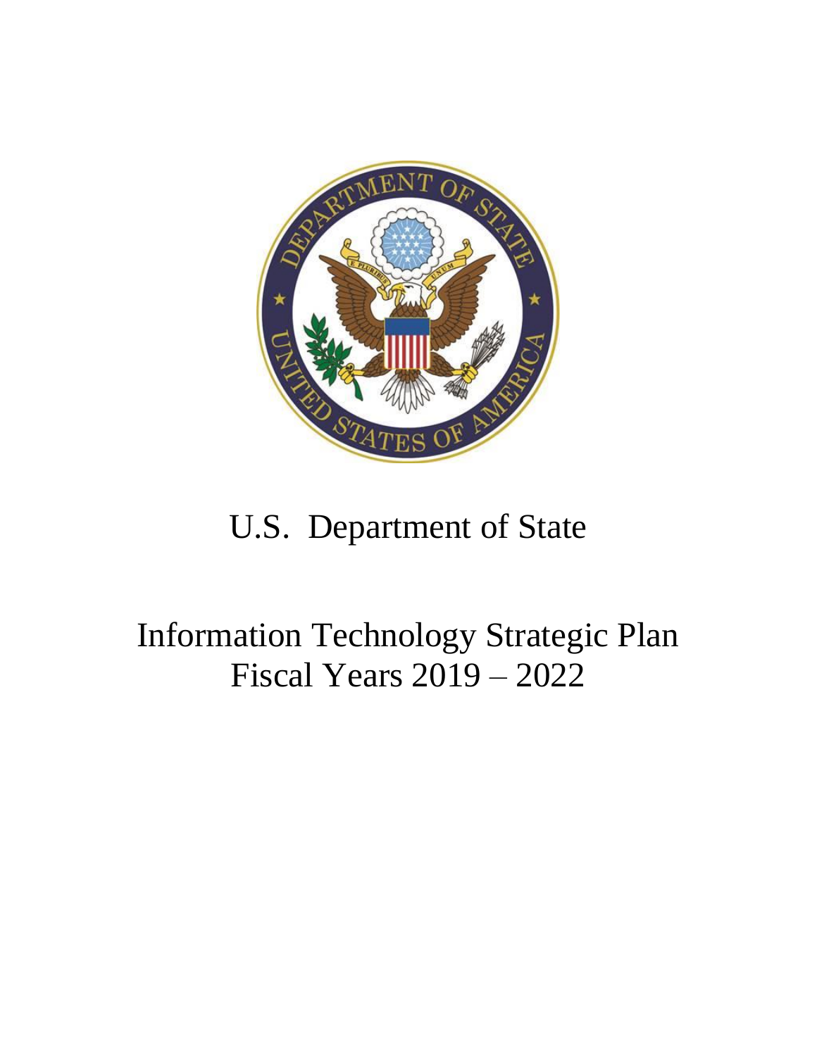# U.S. Department of State

# Information Technology Strategic Plan
# Fiscal Years 2019 – 2022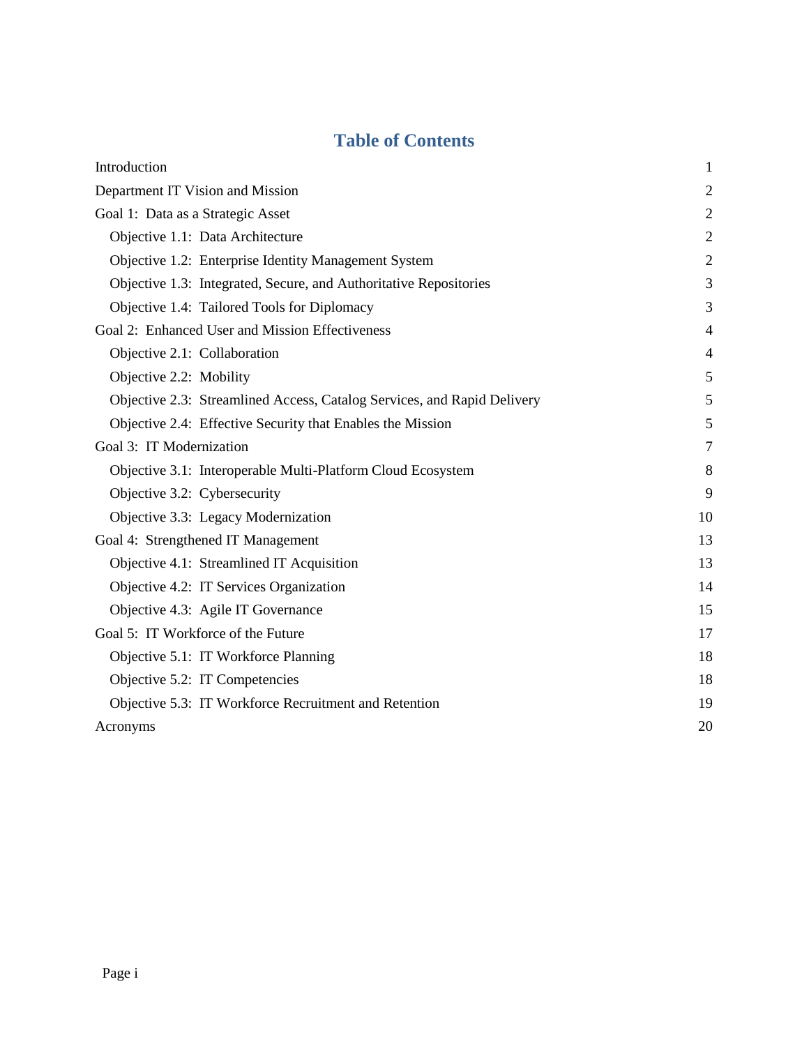# Table of Contents

| | |
|---|---|
| Introduction | 1 |
| Department IT Vision and Mission | 2 |
| Goal 1: Data as a Strategic Asset | 2 |
| Objective 1.1: Data Architecture | 2 |
| Objective 1.2: Enterprise Identity Management System | 2 |
| Objective 1.3: Integrated, Secure, and Authoritative Repositories | 3 |
| Objective 1.4: Tailored Tools for Diplomacy | 3 |
| Goal 2: Enhanced User and Mission Effectiveness | 4 |
| Objective 2.1: Collaboration | 4 |
| Objective 2.2: Mobility | 5 |
| Objective 2.3: Streamlined Access, Catalog Services, and Rapid Delivery | 5 |
| Objective 2.4: Effective Security that Enables the Mission | 5 |
| Goal 3: IT Modernization | 7 |
| Objective 3.1: Interoperable Multi-Platform Cloud Ecosystem | 8 |
| Objective 3.2: Cybersecurity | 9 |
| Objective 3.3: Legacy Modernization | 10 |
| Goal 4: Strengthened IT Management | 13 |
| Objective 4.1: Streamlined IT Acquisition | 13 |
| Objective 4.2: IT Services Organization | 14 |
| Objective 4.3: Agile IT Governance | 15 |
| Goal 5: IT Workforce of the Future | 17 |
| Objective 5.1: IT Workforce Planning | 18 |
| Objective 5.2: IT Competencies | 18 |
| Objective 5.3: IT Workforce Recruitment and Retention | 19 |
| Acronyms | 20 |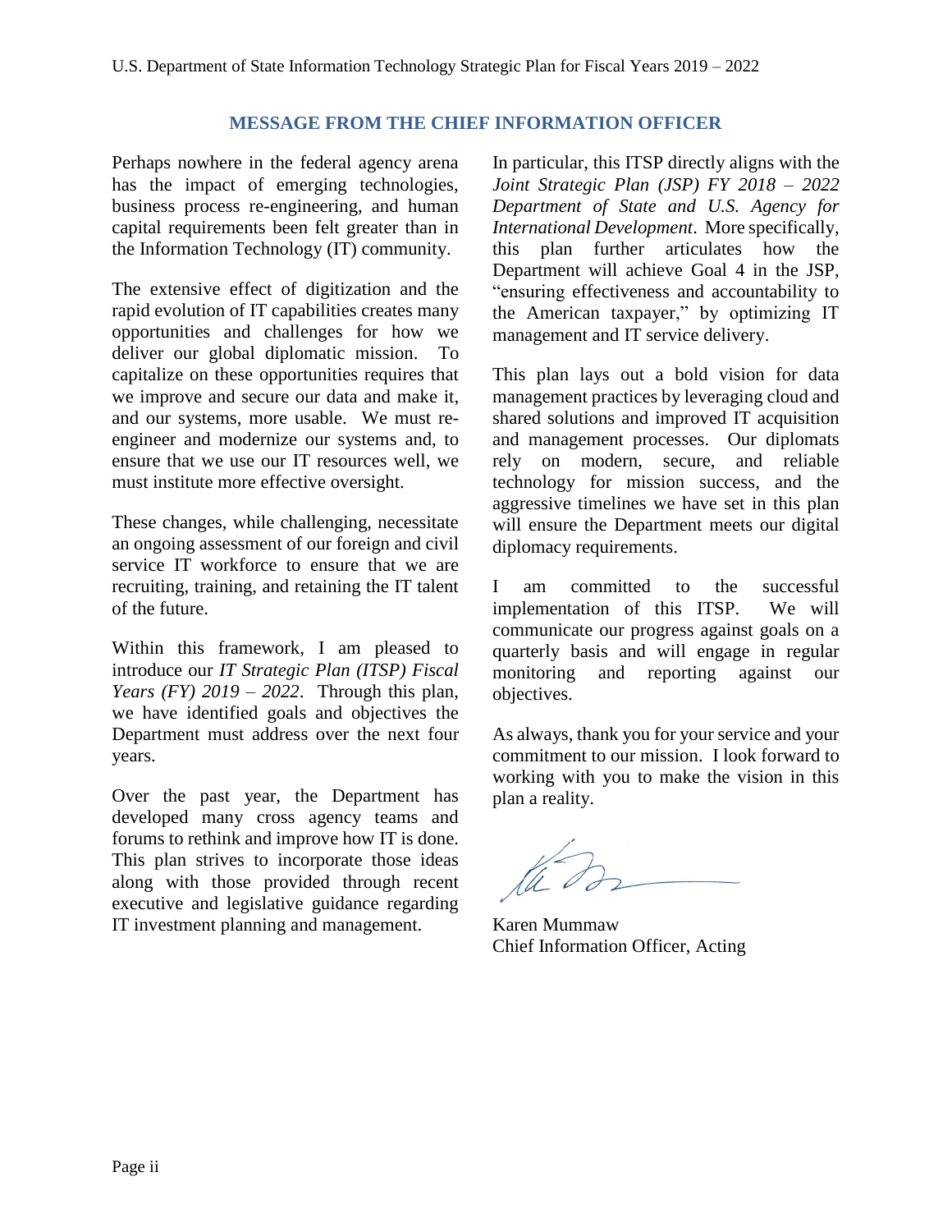## MESSAGE FROM THE CHIEF INFORMATION OFFICER

Perhaps nowhere in the federal agency arena has the impact of emerging technologies, business process re-engineering, and human capital requirements been felt greater than in the Information Technology (IT) community.

The extensive effect of digitization and the rapid evolution of IT capabilities creates many opportunities and challenges for how we deliver our global diplomatic mission. To capitalize on these opportunities requires that we improve and secure our data and make it, and our systems, more usable. We must re-engineer and modernize our systems and, to ensure that we use our IT resources well, we must institute more effective oversight.

These changes, while challenging, necessitate an ongoing assessment of our foreign and civil service IT workforce to ensure that we are recruiting, training, and retaining the IT talent of the future.

Within this framework, I am pleased to introduce our *IT Strategic Plan (ITSP) Fiscal Years (FY) 2019 – 2022*. Through this plan, we have identified goals and objectives the Department must address over the next four years.

Over the past year, the Department has developed many cross agency teams and forums to rethink and improve how IT is done. This plan strives to incorporate those ideas along with those provided through recent executive and legislative guidance regarding IT investment planning and management.

In particular, this ITSP directly aligns with the *Joint Strategic Plan (JSP) FY 2018 – 2022 Department of State and U.S. Agency for International Development*. More specifically, this plan further articulates how the Department will achieve Goal 4 in the JSP, "ensuring effectiveness and accountability to the American taxpayer," by optimizing IT management and IT service delivery.

This plan lays out a bold vision for data management practices by leveraging cloud and shared solutions and improved IT acquisition and management processes. Our diplomats rely on modern, secure, and reliable technology for mission success, and the aggressive timelines we have set in this plan will ensure the Department meets our digital diplomacy requirements.

I am committed to the successful implementation of this ITSP. We will communicate our progress against goals on a quarterly basis and will engage in regular monitoring and reporting against our objectives.

As always, thank you for your service and your commitment to our mission. I look forward to working with you to make the vision in this plan a reality.

Karen Mummaw
Chief Information Officer, Acting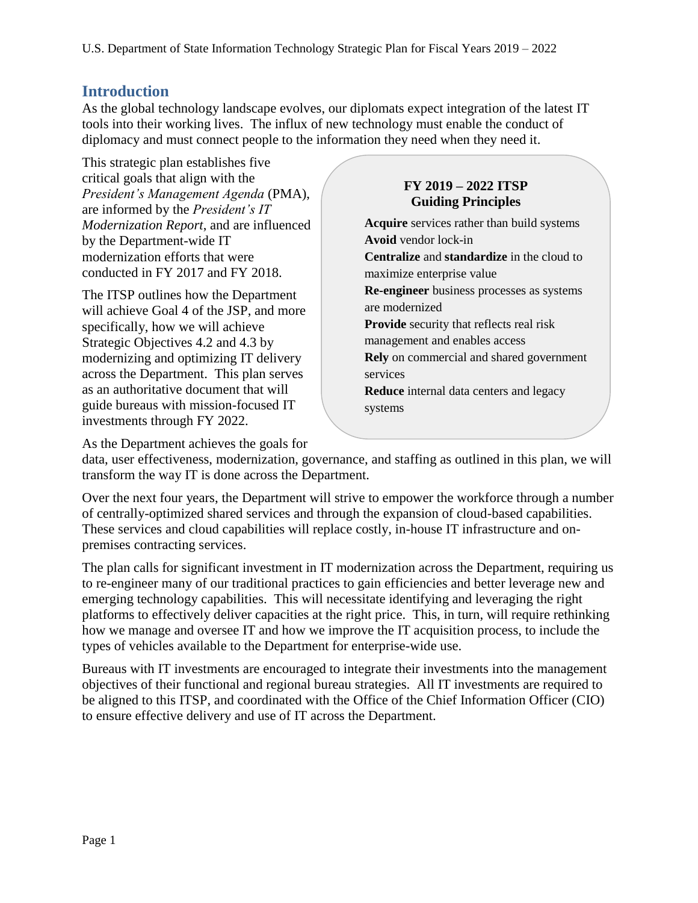## Introduction

As the global technology landscape evolves, our diplomats expect integration of the latest IT tools into their working lives. The influx of new technology must enable the conduct of diplomacy and must connect people to the information they need when they need it.

This strategic plan establishes five critical goals that align with the *President's Management Agenda* (PMA), are informed by the *President's IT Modernization Report*, and are influenced by the Department-wide IT modernization efforts that were conducted in FY 2017 and FY 2018.

The ITSP outlines how the Department will achieve Goal 4 of the JSP, and more specifically, how we will achieve Strategic Objectives 4.2 and 4.3 by modernizing and optimizing IT delivery across the Department. This plan serves as an authoritative document that will guide bureaus with mission-focused IT investments through FY 2022.

**FY 2019 – 2022 ITSP Guiding Principles**

**Acquire** services rather than build systems
**Avoid** vendor lock-in
**Centralize** and **standardize** in the cloud to maximize enterprise value
**Re-engineer** business processes as systems are modernized
**Provide** security that reflects real risk management and enables access
**Rely** on commercial and shared government services
**Reduce** internal data centers and legacy systems

As the Department achieves the goals for data, user effectiveness, modernization, governance, and staffing as outlined in this plan, we will transform the way IT is done across the Department.

Over the next four years, the Department will strive to empower the workforce through a number of centrally-optimized shared services and through the expansion of cloud-based capabilities. These services and cloud capabilities will replace costly, in-house IT infrastructure and on-premises contracting services.

The plan calls for significant investment in IT modernization across the Department, requiring us to re-engineer many of our traditional practices to gain efficiencies and better leverage new and emerging technology capabilities. This will necessitate identifying and leveraging the right platforms to effectively deliver capacities at the right price. This, in turn, will require rethinking how we manage and oversee IT and how we improve the IT acquisition process, to include the types of vehicles available to the Department for enterprise-wide use.

Bureaus with IT investments are encouraged to integrate their investments into the management objectives of their functional and regional bureau strategies. All IT investments are required to be aligned to this ITSP, and coordinated with the Office of the Chief Information Officer (CIO) to ensure effective delivery and use of IT across the Department.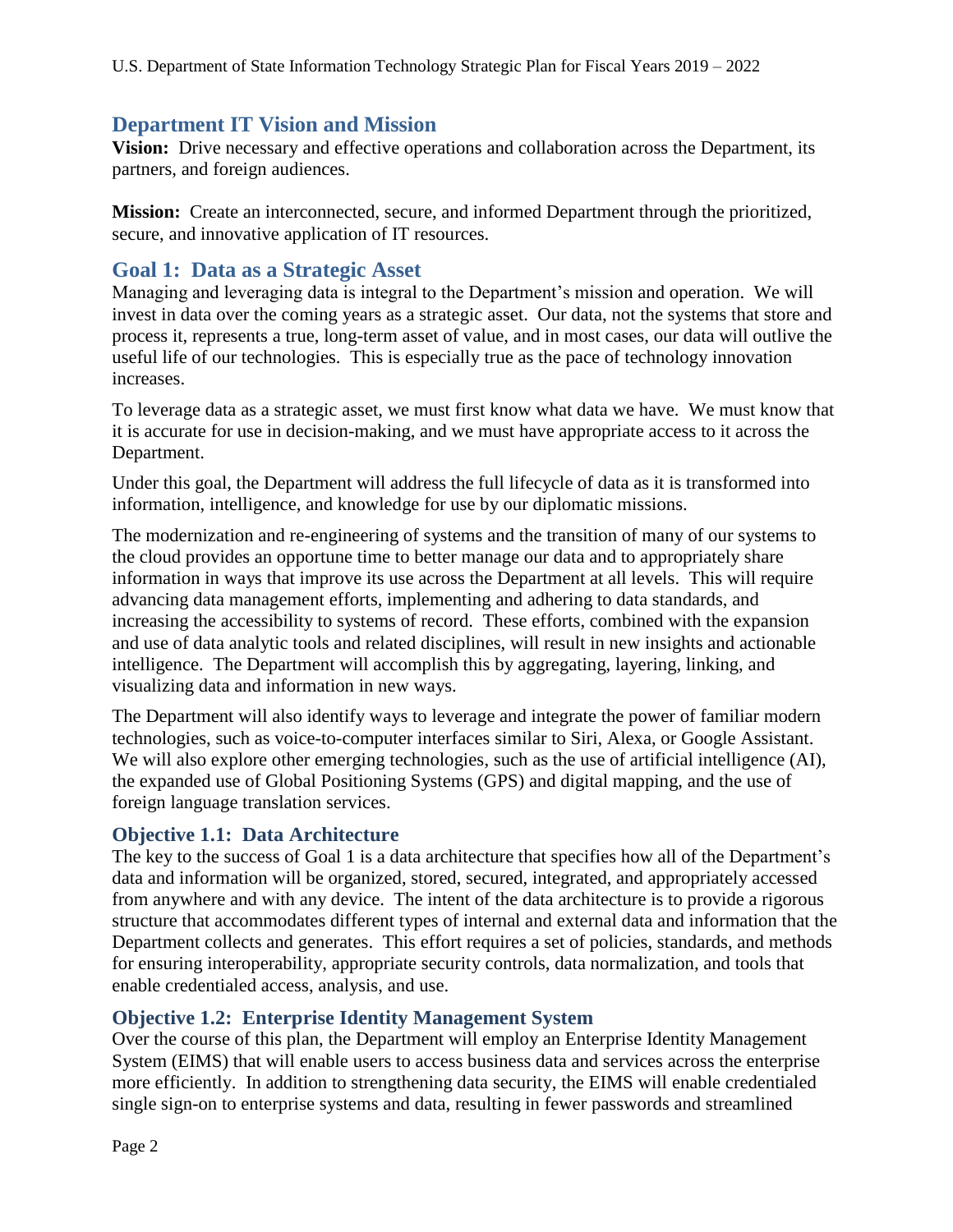## Department IT Vision and Mission

**Vision:** Drive necessary and effective operations and collaboration across the Department, its partners, and foreign audiences.

**Mission:** Create an interconnected, secure, and informed Department through the prioritized, secure, and innovative application of IT resources.

## Goal 1: Data as a Strategic Asset

Managing and leveraging data is integral to the Department's mission and operation. We will invest in data over the coming years as a strategic asset. Our data, not the systems that store and process it, represents a true, long-term asset of value, and in most cases, our data will outlive the useful life of our technologies. This is especially true as the pace of technology innovation increases.

To leverage data as a strategic asset, we must first know what data we have. We must know that it is accurate for use in decision-making, and we must have appropriate access to it across the Department.

Under this goal, the Department will address the full lifecycle of data as it is transformed into information, intelligence, and knowledge for use by our diplomatic missions.

The modernization and re-engineering of systems and the transition of many of our systems to the cloud provides an opportune time to better manage our data and to appropriately share information in ways that improve its use across the Department at all levels. This will require advancing data management efforts, implementing and adhering to data standards, and increasing the accessibility to systems of record. These efforts, combined with the expansion and use of data analytic tools and related disciplines, will result in new insights and actionable intelligence. The Department will accomplish this by aggregating, layering, linking, and visualizing data and information in new ways.

The Department will also identify ways to leverage and integrate the power of familiar modern technologies, such as voice-to-computer interfaces similar to Siri, Alexa, or Google Assistant. We will also explore other emerging technologies, such as the use of artificial intelligence (AI), the expanded use of Global Positioning Systems (GPS) and digital mapping, and the use of foreign language translation services.

### Objective 1.1: Data Architecture

The key to the success of Goal 1 is a data architecture that specifies how all of the Department's data and information will be organized, stored, secured, integrated, and appropriately accessed from anywhere and with any device. The intent of the data architecture is to provide a rigorous structure that accommodates different types of internal and external data and information that the Department collects and generates. This effort requires a set of policies, standards, and methods for ensuring interoperability, appropriate security controls, data normalization, and tools that enable credentialed access, analysis, and use.

### Objective 1.2: Enterprise Identity Management System

Over the course of this plan, the Department will employ an Enterprise Identity Management System (EIMS) that will enable users to access business data and services across the enterprise more efficiently. In addition to strengthening data security, the EIMS will enable credentialed single sign-on to enterprise systems and data, resulting in fewer passwords and streamlined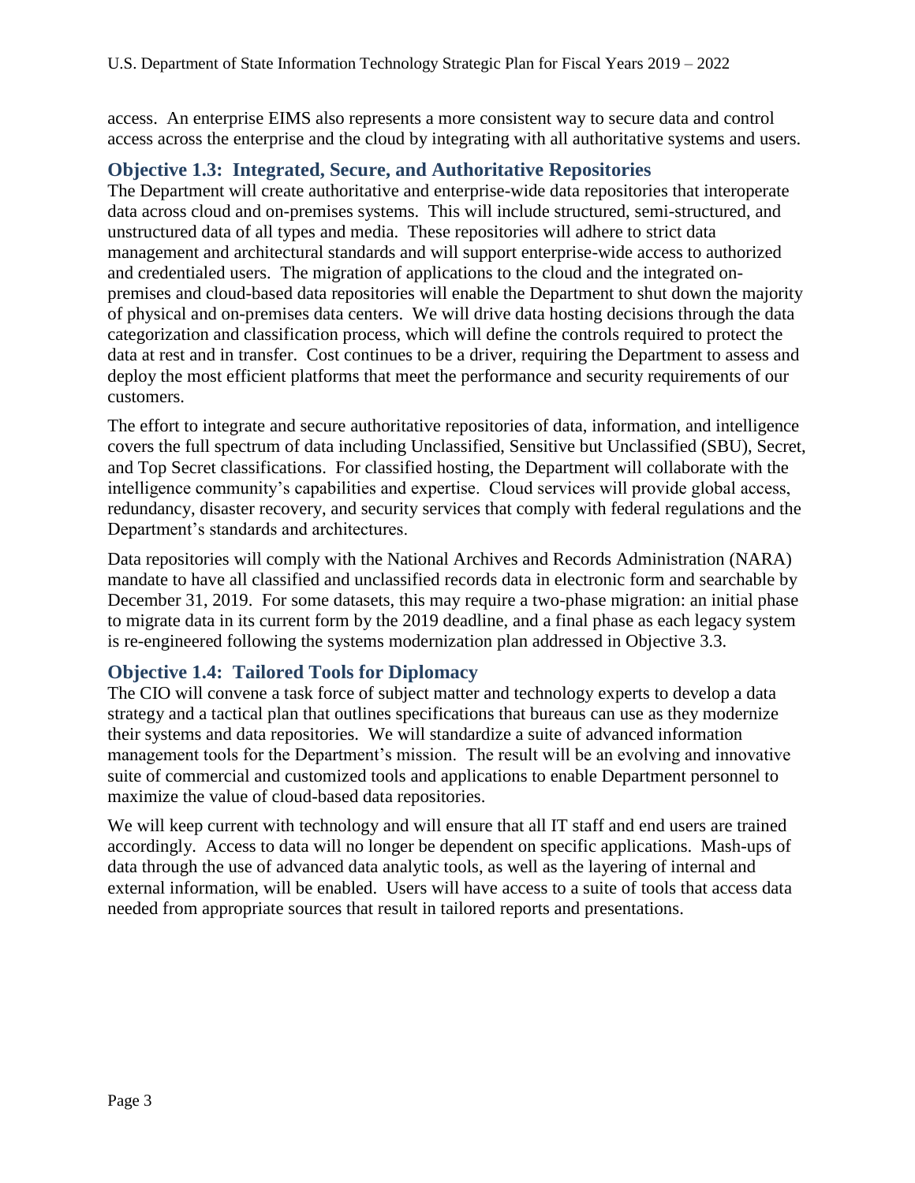access. An enterprise EIMS also represents a more consistent way to secure data and control access across the enterprise and the cloud by integrating with all authoritative systems and users.

### Objective 1.3: Integrated, Secure, and Authoritative Repositories

The Department will create authoritative and enterprise-wide data repositories that interoperate data across cloud and on-premises systems. This will include structured, semi-structured, and unstructured data of all types and media. These repositories will adhere to strict data management and architectural standards and will support enterprise-wide access to authorized and credentialed users. The migration of applications to the cloud and the integrated on-premises and cloud-based data repositories will enable the Department to shut down the majority of physical and on-premises data centers. We will drive data hosting decisions through the data categorization and classification process, which will define the controls required to protect the data at rest and in transfer. Cost continues to be a driver, requiring the Department to assess and deploy the most efficient platforms that meet the performance and security requirements of our customers.

The effort to integrate and secure authoritative repositories of data, information, and intelligence covers the full spectrum of data including Unclassified, Sensitive but Unclassified (SBU), Secret, and Top Secret classifications. For classified hosting, the Department will collaborate with the intelligence community's capabilities and expertise. Cloud services will provide global access, redundancy, disaster recovery, and security services that comply with federal regulations and the Department's standards and architectures.

Data repositories will comply with the National Archives and Records Administration (NARA) mandate to have all classified and unclassified records data in electronic form and searchable by December 31, 2019. For some datasets, this may require a two-phase migration: an initial phase to migrate data in its current form by the 2019 deadline, and a final phase as each legacy system is re-engineered following the systems modernization plan addressed in Objective 3.3.

### Objective 1.4: Tailored Tools for Diplomacy

The CIO will convene a task force of subject matter and technology experts to develop a data strategy and a tactical plan that outlines specifications that bureaus can use as they modernize their systems and data repositories. We will standardize a suite of advanced information management tools for the Department's mission. The result will be an evolving and innovative suite of commercial and customized tools and applications to enable Department personnel to maximize the value of cloud-based data repositories.

We will keep current with technology and will ensure that all IT staff and end users are trained accordingly. Access to data will no longer be dependent on specific applications. Mash-ups of data through the use of advanced data analytic tools, as well as the layering of internal and external information, will be enabled. Users will have access to a suite of tools that access data needed from appropriate sources that result in tailored reports and presentations.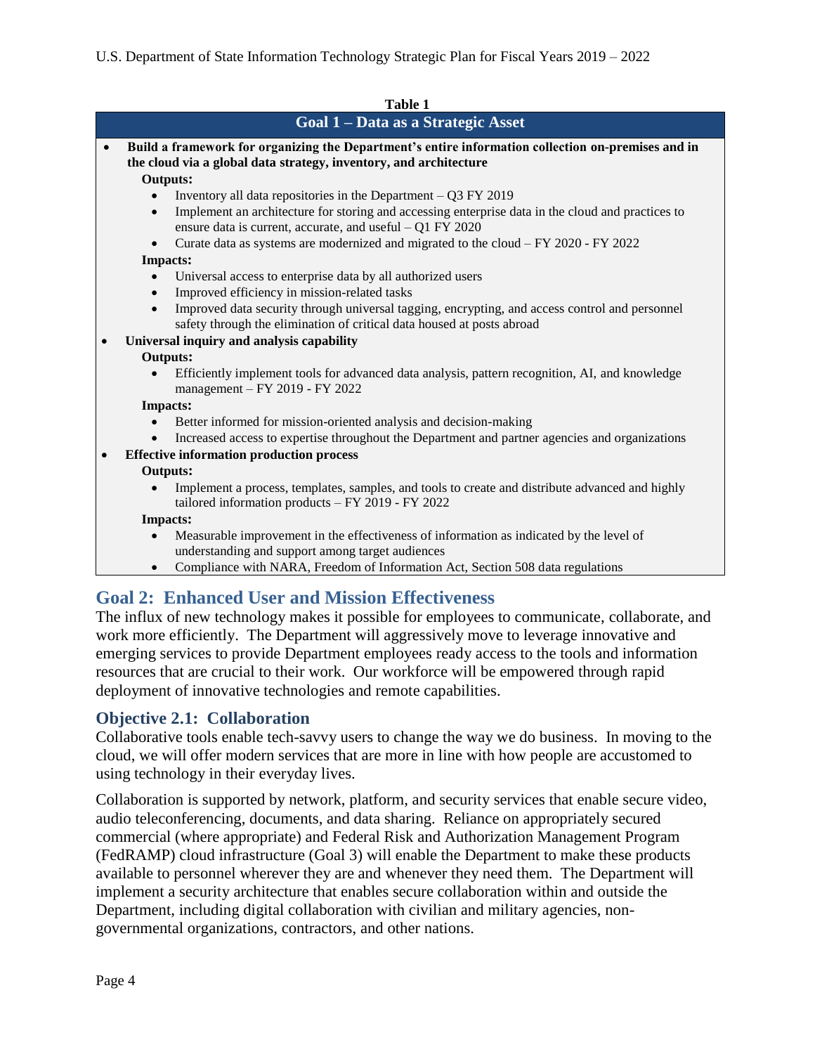**Table 1**

| Goal 1 – Data as a Strategic Asset |
|---|

- **Build a framework for organizing the Department's entire information collection on-premises and in the cloud via a global data strategy, inventory, and architecture**
  - **Outputs:**
    - Inventory all data repositories in the Department – Q3 FY 2019
    - Implement an architecture for storing and accessing enterprise data in the cloud and practices to ensure data is current, accurate, and useful – Q1 FY 2020
    - Curate data as systems are modernized and migrated to the cloud – FY 2020 - FY 2022
  - **Impacts:**
    - Universal access to enterprise data by all authorized users
    - Improved efficiency in mission-related tasks
    - Improved data security through universal tagging, encrypting, and access control and personnel safety through the elimination of critical data housed at posts abroad
- **Universal inquiry and analysis capability**
  - **Outputs:**
    - Efficiently implement tools for advanced data analysis, pattern recognition, AI, and knowledge management – FY 2019 - FY 2022
  - **Impacts:**
    - Better informed for mission-oriented analysis and decision-making
    - Increased access to expertise throughout the Department and partner agencies and organizations
- **Effective information production process**
  - **Outputs:**
    - Implement a process, templates, samples, and tools to create and distribute advanced and highly tailored information products – FY 2019 - FY 2022
  - **Impacts:**
    - Measurable improvement in the effectiveness of information as indicated by the level of understanding and support among target audiences
    - Compliance with NARA, Freedom of Information Act, Section 508 data regulations

## Goal 2: Enhanced User and Mission Effectiveness

The influx of new technology makes it possible for employees to communicate, collaborate, and work more efficiently. The Department will aggressively move to leverage innovative and emerging services to provide Department employees ready access to the tools and information resources that are crucial to their work. Our workforce will be empowered through rapid deployment of innovative technologies and remote capabilities.

### Objective 2.1: Collaboration

Collaborative tools enable tech-savvy users to change the way we do business. In moving to the cloud, we will offer modern services that are more in line with how people are accustomed to using technology in their everyday lives.

Collaboration is supported by network, platform, and security services that enable secure video, audio teleconferencing, documents, and data sharing. Reliance on appropriately secured commercial (where appropriate) and Federal Risk and Authorization Management Program (FedRAMP) cloud infrastructure (Goal 3) will enable the Department to make these products available to personnel wherever they are and whenever they need them. The Department will implement a security architecture that enables secure collaboration within and outside the Department, including digital collaboration with civilian and military agencies, non-governmental organizations, contractors, and other nations.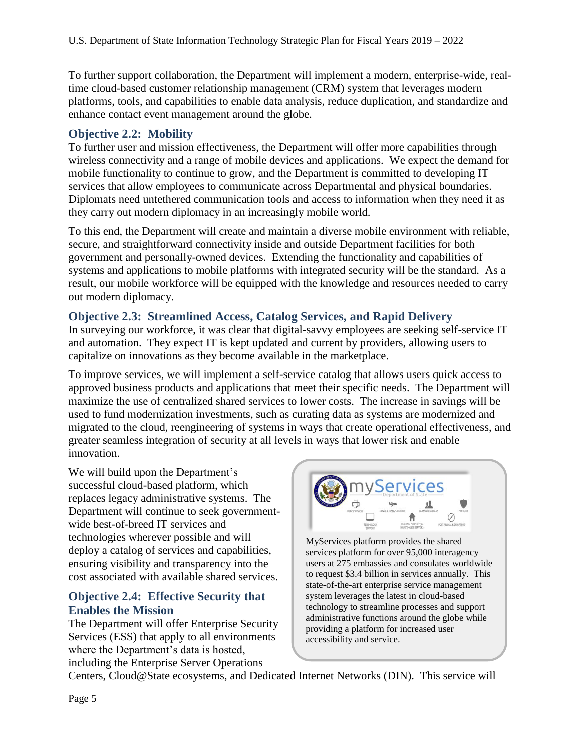To further support collaboration, the Department will implement a modern, enterprise-wide, real-time cloud-based customer relationship management (CRM) system that leverages modern platforms, tools, and capabilities to enable data analysis, reduce duplication, and standardize and enhance contact event management around the globe.

### Objective 2.2: Mobility

To further user and mission effectiveness, the Department will offer more capabilities through wireless connectivity and a range of mobile devices and applications. We expect the demand for mobile functionality to continue to grow, and the Department is committed to developing IT services that allow employees to communicate across Departmental and physical boundaries. Diplomats need untethered communication tools and access to information when they need it as they carry out modern diplomacy in an increasingly mobile world.

To this end, the Department will create and maintain a diverse mobile environment with reliable, secure, and straightforward connectivity inside and outside Department facilities for both government and personally-owned devices. Extending the functionality and capabilities of systems and applications to mobile platforms with integrated security will be the standard. As a result, our mobile workforce will be equipped with the knowledge and resources needed to carry out modern diplomacy.

### Objective 2.3: Streamlined Access, Catalog Services, and Rapid Delivery

In surveying our workforce, it was clear that digital-savvy employees are seeking self-service IT and automation. They expect IT is kept updated and current by providers, allowing users to capitalize on innovations as they become available in the marketplace.

To improve services, we will implement a self-service catalog that allows users quick access to approved business products and applications that meet their specific needs. The Department will maximize the use of centralized shared services to lower costs. The increase in savings will be used to fund modernization investments, such as curating data as systems are modernized and migrated to the cloud, reengineering of systems in ways that create operational effectiveness, and greater seamless integration of security at all levels in ways that lower risk and enable innovation.

We will build upon the Department's successful cloud-based platform, which replaces legacy administrative systems. The Department will continue to seek government-wide best-of-breed IT services and technologies wherever possible and will deploy a catalog of services and capabilities, ensuring visibility and transparency into the cost associated with available shared services.

MyServices platform provides the shared services platform for over 95,000 interagency users at 275 embassies and consulates worldwide to request $3.4 billion in services annually. This state-of-the-art enterprise service management system leverages the latest in cloud-based technology to streamline processes and support administrative functions around the globe while providing a platform for increased user accessibility and service.

### Objective 2.4: Effective Security that Enables the Mission

The Department will offer Enterprise Security Services (ESS) that apply to all environments where the Department's data is hosted, including the Enterprise Server Operations Centers, Cloud@State ecosystems, and Dedicated Internet Networks (DIN). This service will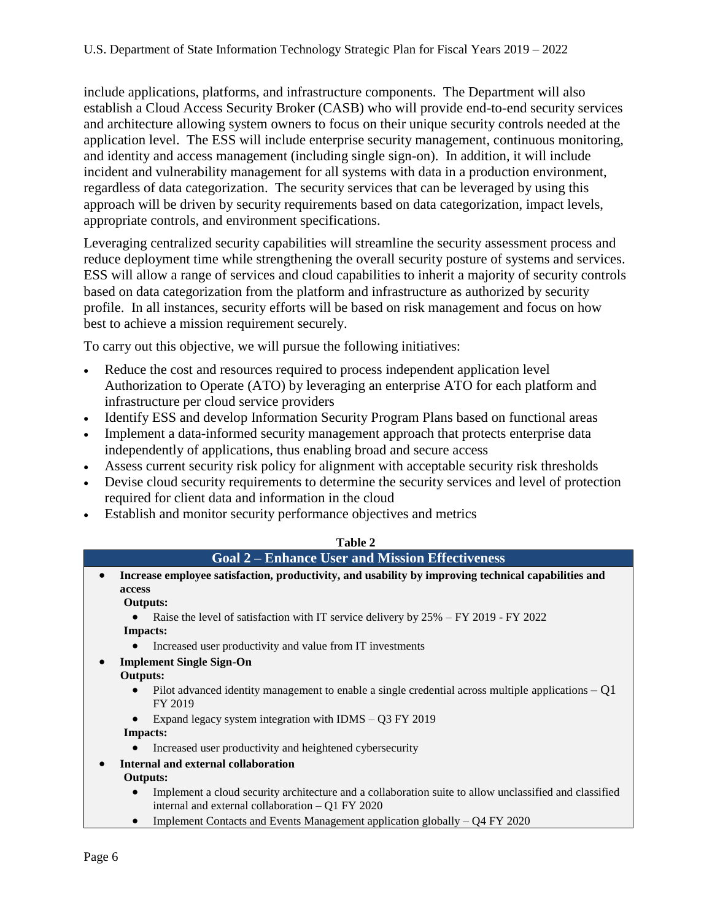include applications, platforms, and infrastructure components. The Department will also establish a Cloud Access Security Broker (CASB) who will provide end-to-end security services and architecture allowing system owners to focus on their unique security controls needed at the application level. The ESS will include enterprise security management, continuous monitoring, and identity and access management (including single sign-on). In addition, it will include incident and vulnerability management for all systems with data in a production environment, regardless of data categorization. The security services that can be leveraged by using this approach will be driven by security requirements based on data categorization, impact levels, appropriate controls, and environment specifications.

Leveraging centralized security capabilities will streamline the security assessment process and reduce deployment time while strengthening the overall security posture of systems and services. ESS will allow a range of services and cloud capabilities to inherit a majority of security controls based on data categorization from the platform and infrastructure as authorized by security profile. In all instances, security efforts will be based on risk management and focus on how best to achieve a mission requirement securely.

To carry out this objective, we will pursue the following initiatives:

- Reduce the cost and resources required to process independent application level Authorization to Operate (ATO) by leveraging an enterprise ATO for each platform and infrastructure per cloud service providers
- Identify ESS and develop Information Security Program Plans based on functional areas
- Implement a data-informed security management approach that protects enterprise data independently of applications, thus enabling broad and secure access
- Assess current security risk policy for alignment with acceptable security risk thresholds
- Devise cloud security requirements to determine the security services and level of protection required for client data and information in the cloud
- Establish and monitor security performance objectives and metrics

**Table 2**

| Goal 2 – Enhance User and Mission Effectiveness |
|---|
| • **Increase employee satisfaction, productivity, and usability by improving technical capabilities and access**<br>**Outputs:**<br>• Raise the level of satisfaction with IT service delivery by 25% – FY 2019 - FY 2022<br>**Impacts:**<br>• Increased user productivity and value from IT investments<br>• **Implement Single Sign-On**<br>**Outputs:**<br>• Pilot advanced identity management to enable a single credential across multiple applications – Q1 FY 2019<br>• Expand legacy system integration with IDMS – Q3 FY 2019<br>**Impacts:**<br>• Increased user productivity and heightened cybersecurity<br>• **Internal and external collaboration**<br>**Outputs:**<br>• Implement a cloud security architecture and a collaboration suite to allow unclassified and classified internal and external collaboration – Q1 FY 2020<br>• Implement Contacts and Events Management application globally – Q4 FY 2020 |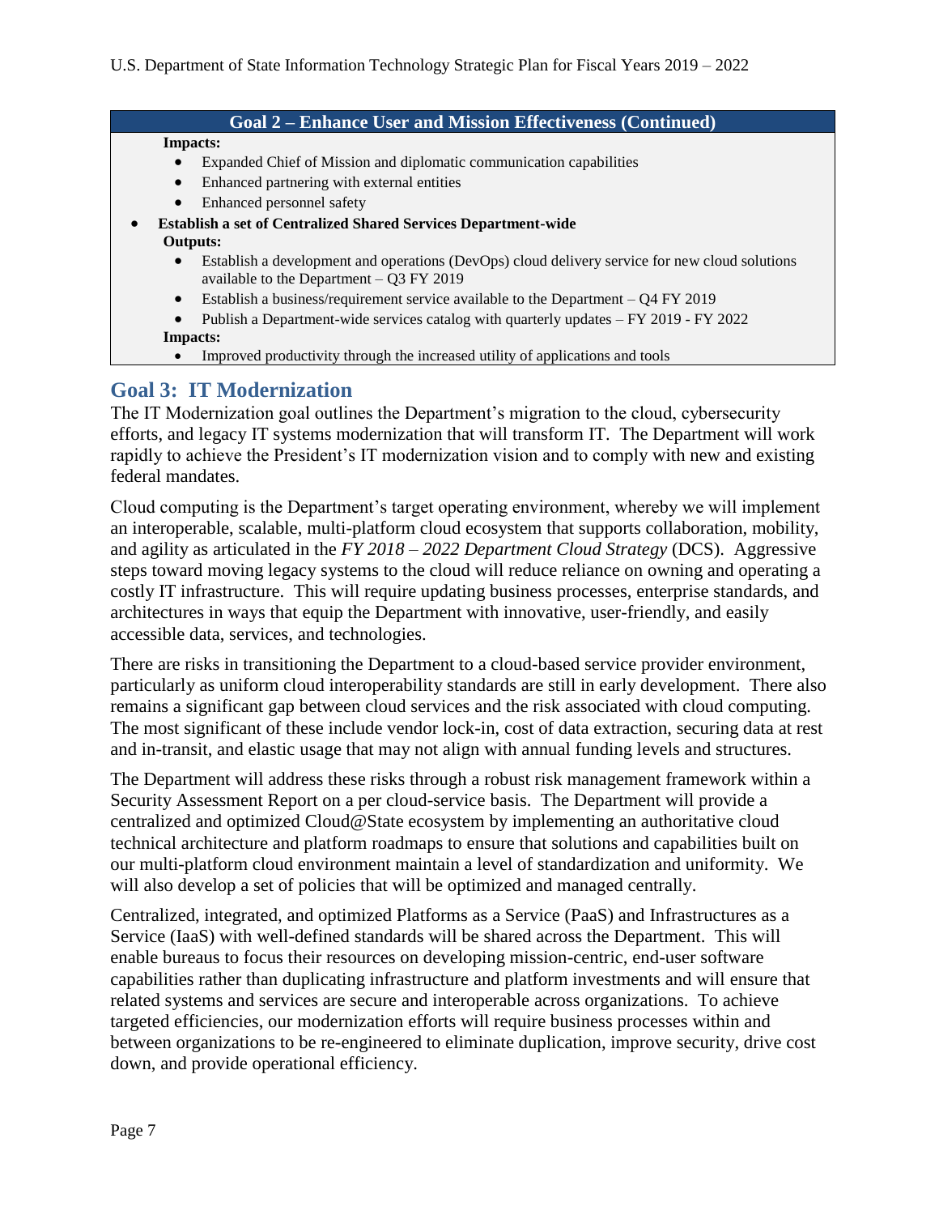**Goal 2 – Enhance User and Mission Effectiveness (Continued)**

**Impacts:**

- Expanded Chief of Mission and diplomatic communication capabilities
- Enhanced partnering with external entities
- Enhanced personnel safety

- **Establish a set of Centralized Shared Services Department-wide**

  **Outputs:**

  - Establish a development and operations (DevOps) cloud delivery service for new cloud solutions available to the Department – Q3 FY 2019
  - Establish a business/requirement service available to the Department – Q4 FY 2019
  - Publish a Department-wide services catalog with quarterly updates – FY 2019 - FY 2022

  **Impacts:**

  - Improved productivity through the increased utility of applications and tools

## Goal 3: IT Modernization

The IT Modernization goal outlines the Department's migration to the cloud, cybersecurity efforts, and legacy IT systems modernization that will transform IT. The Department will work rapidly to achieve the President's IT modernization vision and to comply with new and existing federal mandates.

Cloud computing is the Department's target operating environment, whereby we will implement an interoperable, scalable, multi-platform cloud ecosystem that supports collaboration, mobility, and agility as articulated in the *FY 2018 – 2022 Department Cloud Strategy* (DCS). Aggressive steps toward moving legacy systems to the cloud will reduce reliance on owning and operating a costly IT infrastructure. This will require updating business processes, enterprise standards, and architectures in ways that equip the Department with innovative, user-friendly, and easily accessible data, services, and technologies.

There are risks in transitioning the Department to a cloud-based service provider environment, particularly as uniform cloud interoperability standards are still in early development. There also remains a significant gap between cloud services and the risk associated with cloud computing. The most significant of these include vendor lock-in, cost of data extraction, securing data at rest and in-transit, and elastic usage that may not align with annual funding levels and structures.

The Department will address these risks through a robust risk management framework within a Security Assessment Report on a per cloud-service basis. The Department will provide a centralized and optimized Cloud@State ecosystem by implementing an authoritative cloud technical architecture and platform roadmaps to ensure that solutions and capabilities built on our multi-platform cloud environment maintain a level of standardization and uniformity. We will also develop a set of policies that will be optimized and managed centrally.

Centralized, integrated, and optimized Platforms as a Service (PaaS) and Infrastructures as a Service (IaaS) with well-defined standards will be shared across the Department. This will enable bureaus to focus their resources on developing mission-centric, end-user software capabilities rather than duplicating infrastructure and platform investments and will ensure that related systems and services are secure and interoperable across organizations. To achieve targeted efficiencies, our modernization efforts will require business processes within and between organizations to be re-engineered to eliminate duplication, improve security, drive cost down, and provide operational efficiency.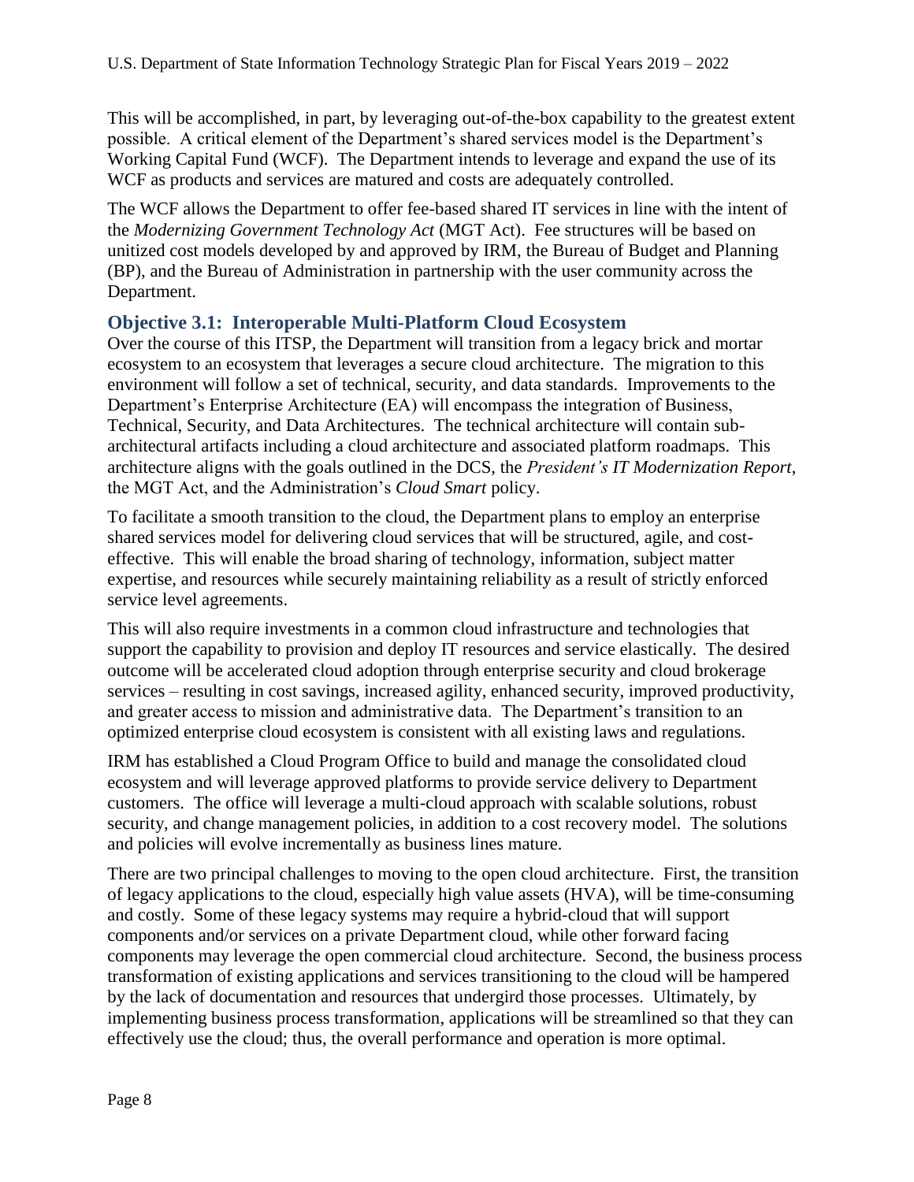This will be accomplished, in part, by leveraging out-of-the-box capability to the greatest extent possible. A critical element of the Department's shared services model is the Department's Working Capital Fund (WCF). The Department intends to leverage and expand the use of its WCF as products and services are matured and costs are adequately controlled.

The WCF allows the Department to offer fee-based shared IT services in line with the intent of the *Modernizing Government Technology Act* (MGT Act). Fee structures will be based on unitized cost models developed by and approved by IRM, the Bureau of Budget and Planning (BP), and the Bureau of Administration in partnership with the user community across the Department.

### Objective 3.1: Interoperable Multi-Platform Cloud Ecosystem

Over the course of this ITSP, the Department will transition from a legacy brick and mortar ecosystem to an ecosystem that leverages a secure cloud architecture. The migration to this environment will follow a set of technical, security, and data standards. Improvements to the Department's Enterprise Architecture (EA) will encompass the integration of Business, Technical, Security, and Data Architectures. The technical architecture will contain sub-architectural artifacts including a cloud architecture and associated platform roadmaps. This architecture aligns with the goals outlined in the DCS, the *President's IT Modernization Report*, the MGT Act, and the Administration's *Cloud Smart* policy.

To facilitate a smooth transition to the cloud, the Department plans to employ an enterprise shared services model for delivering cloud services that will be structured, agile, and cost-effective. This will enable the broad sharing of technology, information, subject matter expertise, and resources while securely maintaining reliability as a result of strictly enforced service level agreements.

This will also require investments in a common cloud infrastructure and technologies that support the capability to provision and deploy IT resources and service elastically. The desired outcome will be accelerated cloud adoption through enterprise security and cloud brokerage services – resulting in cost savings, increased agility, enhanced security, improved productivity, and greater access to mission and administrative data. The Department's transition to an optimized enterprise cloud ecosystem is consistent with all existing laws and regulations.

IRM has established a Cloud Program Office to build and manage the consolidated cloud ecosystem and will leverage approved platforms to provide service delivery to Department customers. The office will leverage a multi-cloud approach with scalable solutions, robust security, and change management policies, in addition to a cost recovery model. The solutions and policies will evolve incrementally as business lines mature.

There are two principal challenges to moving to the open cloud architecture. First, the transition of legacy applications to the cloud, especially high value assets (HVA), will be time-consuming and costly. Some of these legacy systems may require a hybrid-cloud that will support components and/or services on a private Department cloud, while other forward facing components may leverage the open commercial cloud architecture. Second, the business process transformation of existing applications and services transitioning to the cloud will be hampered by the lack of documentation and resources that undergird those processes. Ultimately, by implementing business process transformation, applications will be streamlined so that they can effectively use the cloud; thus, the overall performance and operation is more optimal.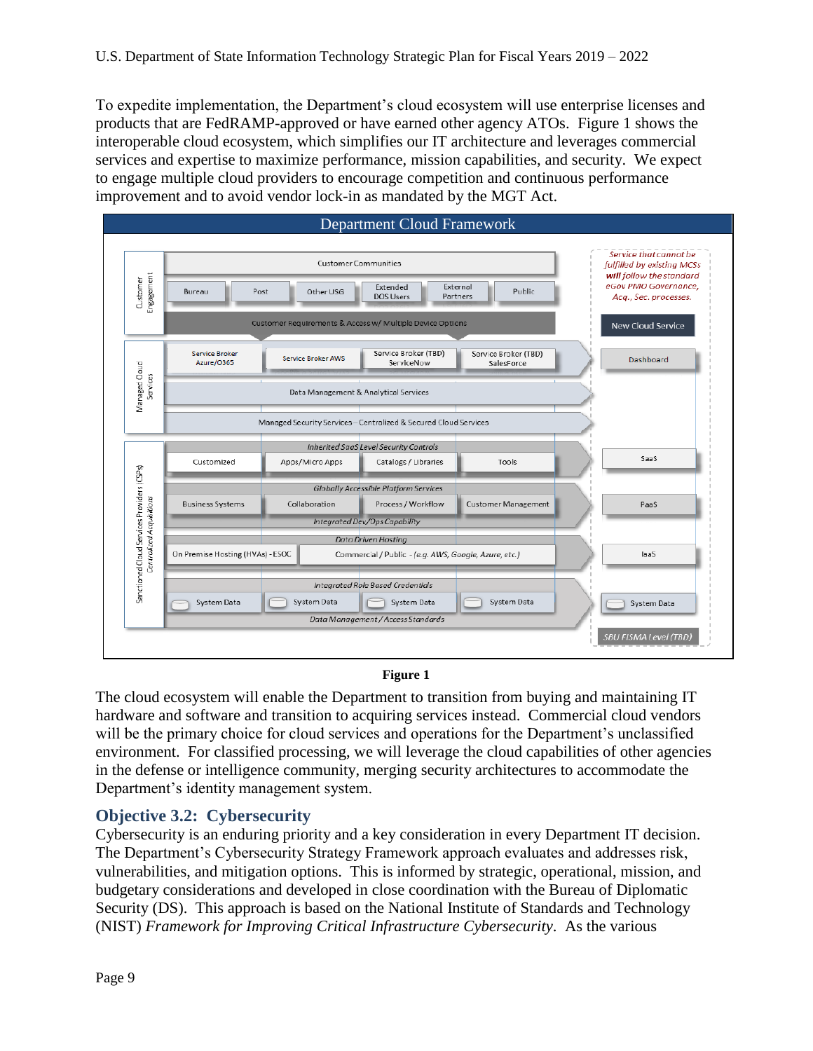To expedite implementation, the Department's cloud ecosystem will use enterprise licenses and products that are FedRAMP-approved or have earned other agency ATOs. Figure 1 shows the interoperable cloud ecosystem, which simplifies our IT architecture and leverages commercial services and expertise to maximize performance, mission capabilities, and security. We expect to engage multiple cloud providers to encourage competition and continuous performance improvement and to avoid vendor lock-in as mandated by the MGT Act.

**Department Cloud Framework**

**Customer Engagement**
- Customer Communities
- Bureau | Post | Other USG | Extended DOS Users | External Partners | Public
- Customer Requirements & Access w/ Multiple Device Options

**Managed Cloud Services**
- Service Broker Azure/O365 | Service Broker AWS | Service Broker (TBD) ServiceNow | Service Broker (TBD) SalesForce
- Data Management & Analytical Services
- Managed Security Services – Centralized & Secured Cloud Services

**Sanctioned Cloud Services Providers (CSPs)** *Centralized Acquisitions*
- *Inherited SaaS Level Security Controls*
  - Customized | Apps/Micro Apps | Catalogs / Libraries | Tools
- *Globally Accessible Platform Services*
  - Business Systems | Collaboration | Process / Workflow | Customer Management
  - *Integrated Dev/Ops Capability*
- *Data Driven Hosting*
  - On Premise Hosting (HVAs) - ESOC | Commercial / Public - *(e.g. AWS, Google, Azure, etc.)*
- *Integrated Role Based Credentials*
  - System Data | System Data | System Data | System Data
  - *Data Management / Access Standards*

*Service that cannot be fulfilled by existing MCSs **will follow the standard** eGov PMO Governance, Acq., Sec. processes.*
- New Cloud Service
- Dashboard
- SaaS
- PaaS
- IaaS
- System Data
- *SBU FISMA Level (TBD)*

**Figure 1**

The cloud ecosystem will enable the Department to transition from buying and maintaining IT hardware and software and transition to acquiring services instead. Commercial cloud vendors will be the primary choice for cloud services and operations for the Department's unclassified environment. For classified processing, we will leverage the cloud capabilities of other agencies in the defense or intelligence community, merging security architectures to accommodate the Department's identity management system.

## Objective 3.2: Cybersecurity

Cybersecurity is an enduring priority and a key consideration in every Department IT decision. The Department's Cybersecurity Strategy Framework approach evaluates and addresses risk, vulnerabilities, and mitigation options. This is informed by strategic, operational, mission, and budgetary considerations and developed in close coordination with the Bureau of Diplomatic Security (DS). This approach is based on the National Institute of Standards and Technology (NIST) *Framework for Improving Critical Infrastructure Cybersecurity*. As the various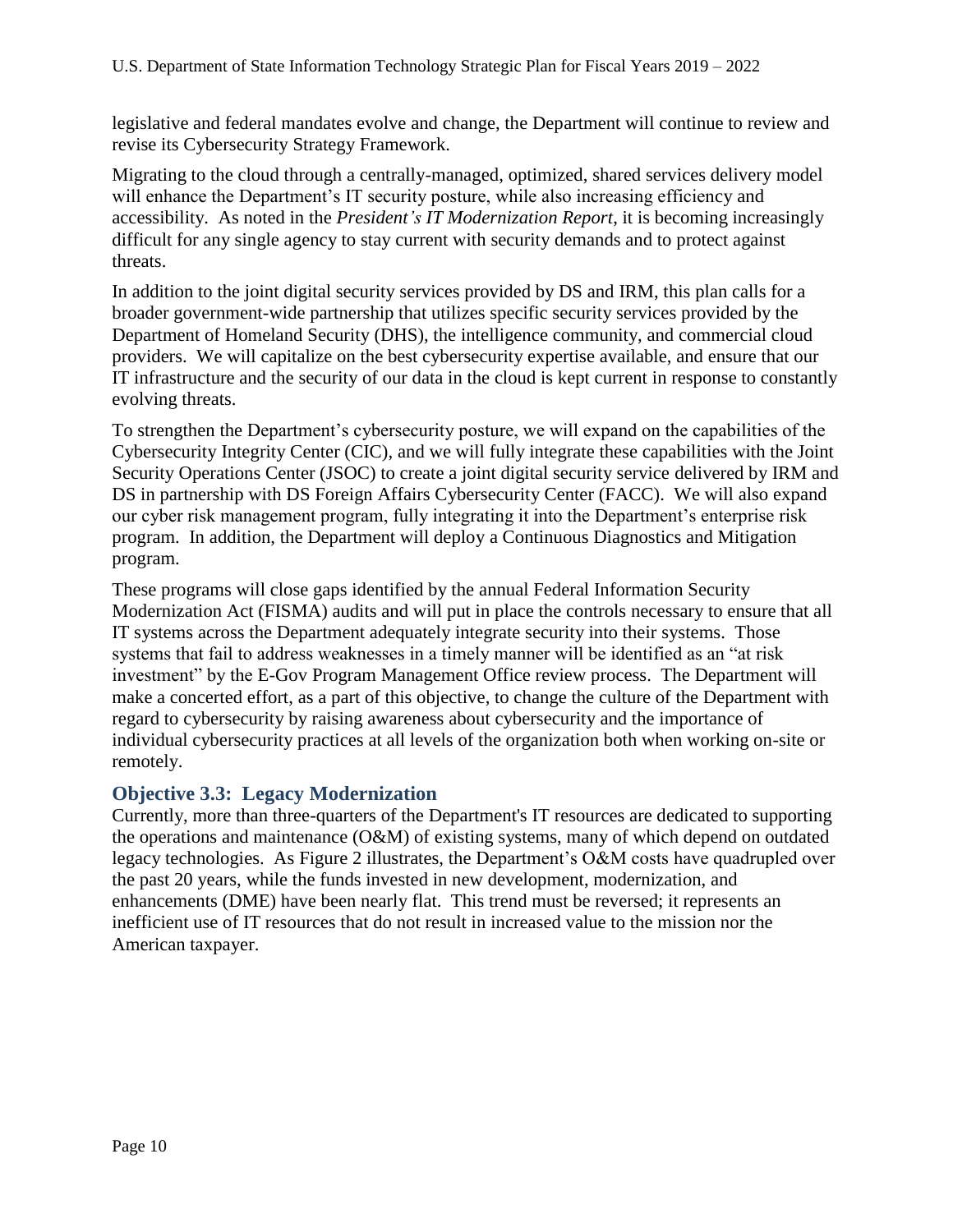legislative and federal mandates evolve and change, the Department will continue to review and revise its Cybersecurity Strategy Framework.

Migrating to the cloud through a centrally-managed, optimized, shared services delivery model will enhance the Department's IT security posture, while also increasing efficiency and accessibility. As noted in the *President's IT Modernization Report*, it is becoming increasingly difficult for any single agency to stay current with security demands and to protect against threats.

In addition to the joint digital security services provided by DS and IRM, this plan calls for a broader government-wide partnership that utilizes specific security services provided by the Department of Homeland Security (DHS), the intelligence community, and commercial cloud providers. We will capitalize on the best cybersecurity expertise available, and ensure that our IT infrastructure and the security of our data in the cloud is kept current in response to constantly evolving threats.

To strengthen the Department's cybersecurity posture, we will expand on the capabilities of the Cybersecurity Integrity Center (CIC), and we will fully integrate these capabilities with the Joint Security Operations Center (JSOC) to create a joint digital security service delivered by IRM and DS in partnership with DS Foreign Affairs Cybersecurity Center (FACC). We will also expand our cyber risk management program, fully integrating it into the Department's enterprise risk program. In addition, the Department will deploy a Continuous Diagnostics and Mitigation program.

These programs will close gaps identified by the annual Federal Information Security Modernization Act (FISMA) audits and will put in place the controls necessary to ensure that all IT systems across the Department adequately integrate security into their systems. Those systems that fail to address weaknesses in a timely manner will be identified as an "at risk investment" by the E-Gov Program Management Office review process. The Department will make a concerted effort, as a part of this objective, to change the culture of the Department with regard to cybersecurity by raising awareness about cybersecurity and the importance of individual cybersecurity practices at all levels of the organization both when working on-site or remotely.

### Objective 3.3: Legacy Modernization

Currently, more than three-quarters of the Department's IT resources are dedicated to supporting the operations and maintenance (O&M) of existing systems, many of which depend on outdated legacy technologies. As Figure 2 illustrates, the Department's O&M costs have quadrupled over the past 20 years, while the funds invested in new development, modernization, and enhancements (DME) have been nearly flat. This trend must be reversed; it represents an inefficient use of IT resources that do not result in increased value to the mission nor the American taxpayer.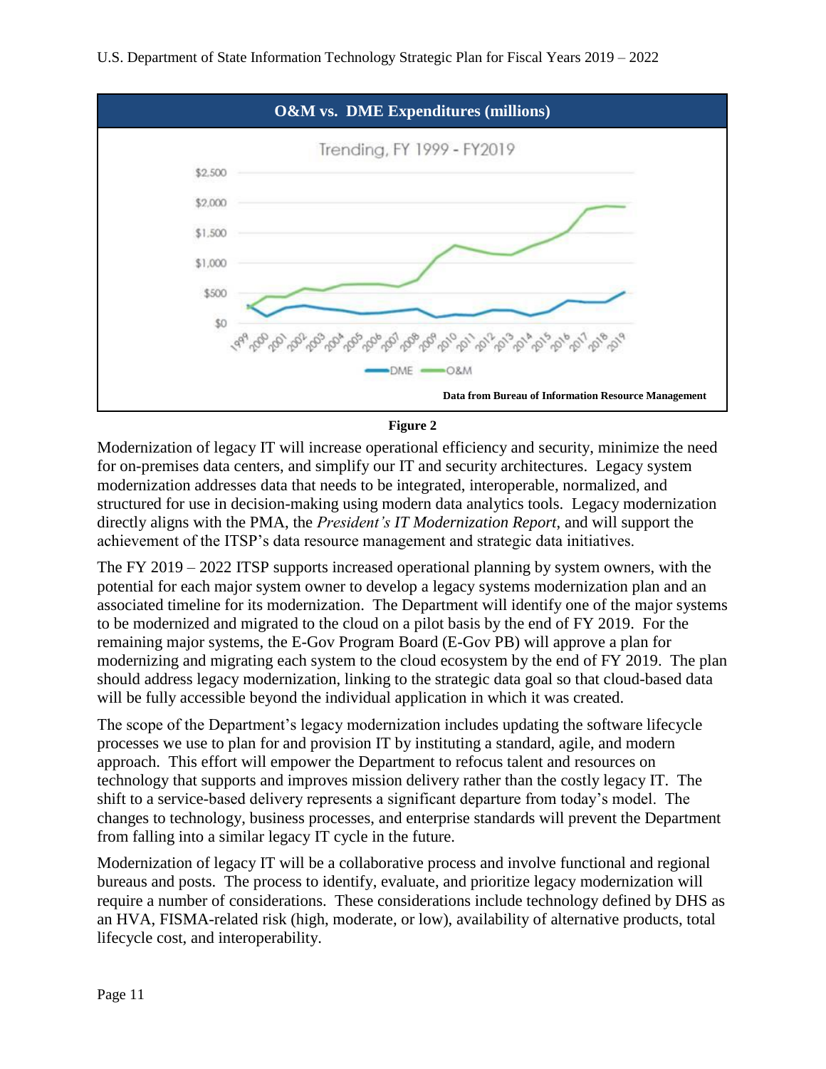**O&M vs. DME Expenditures (millions)**

Trending, FY 1999 - FY2019

Data from Bureau of Information Resource Management

**Figure 2**

Modernization of legacy IT will increase operational efficiency and security, minimize the need for on-premises data centers, and simplify our IT and security architectures. Legacy system modernization addresses data that needs to be integrated, interoperable, normalized, and structured for use in decision-making using modern data analytics tools. Legacy modernization directly aligns with the PMA, the *President's IT Modernization Report*, and will support the achievement of the ITSP's data resource management and strategic data initiatives.

The FY 2019 – 2022 ITSP supports increased operational planning by system owners, with the potential for each major system owner to develop a legacy systems modernization plan and an associated timeline for its modernization. The Department will identify one of the major systems to be modernized and migrated to the cloud on a pilot basis by the end of FY 2019. For the remaining major systems, the E-Gov Program Board (E-Gov PB) will approve a plan for modernizing and migrating each system to the cloud ecosystem by the end of FY 2019. The plan should address legacy modernization, linking to the strategic data goal so that cloud-based data will be fully accessible beyond the individual application in which it was created.

The scope of the Department's legacy modernization includes updating the software lifecycle processes we use to plan for and provision IT by instituting a standard, agile, and modern approach. This effort will empower the Department to refocus talent and resources on technology that supports and improves mission delivery rather than the costly legacy IT. The shift to a service-based delivery represents a significant departure from today's model. The changes to technology, business processes, and enterprise standards will prevent the Department from falling into a similar legacy IT cycle in the future.

Modernization of legacy IT will be a collaborative process and involve functional and regional bureaus and posts. The process to identify, evaluate, and prioritize legacy modernization will require a number of considerations. These considerations include technology defined by DHS as an HVA, FISMA-related risk (high, moderate, or low), availability of alternative products, total lifecycle cost, and interoperability.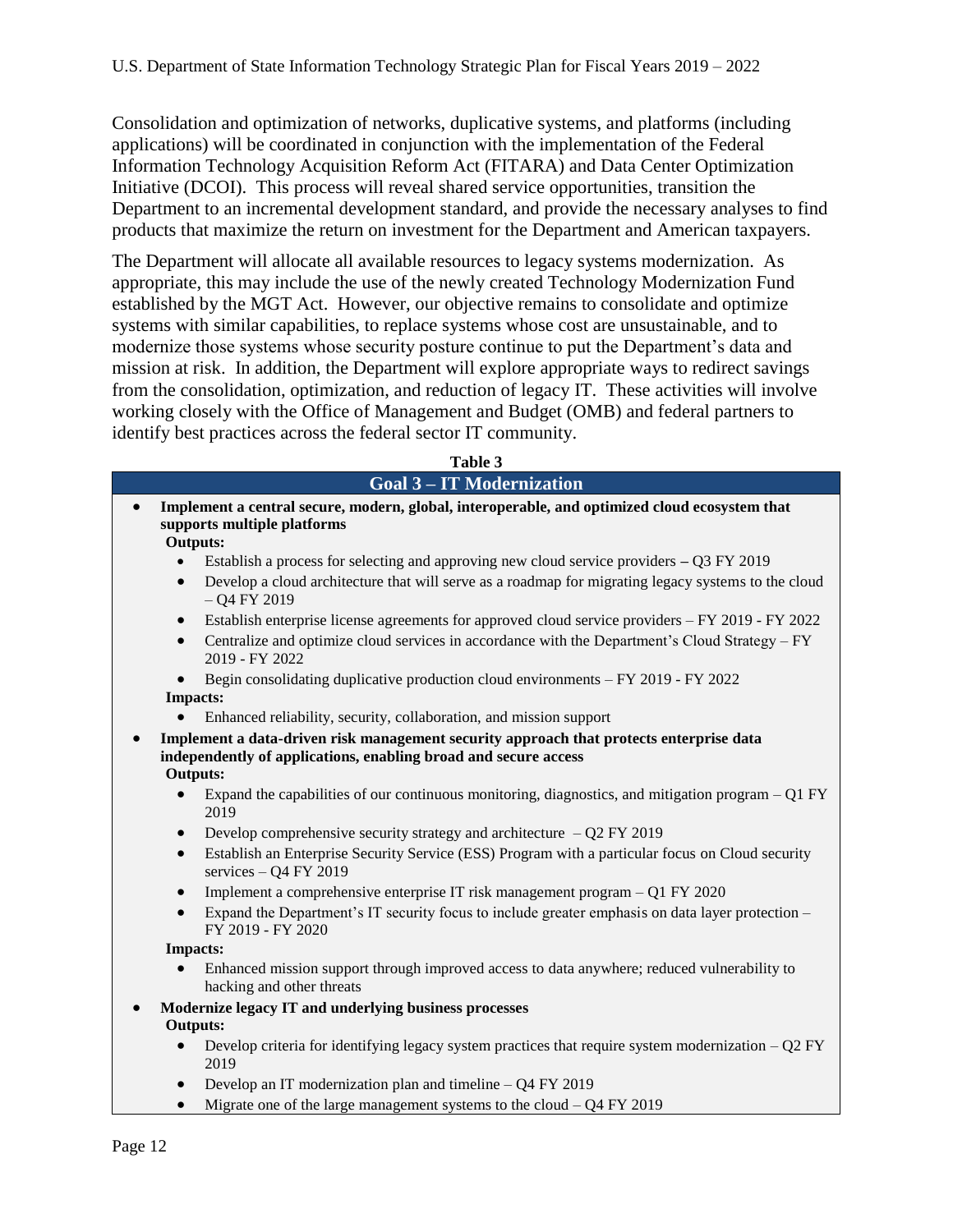Consolidation and optimization of networks, duplicative systems, and platforms (including applications) will be coordinated in conjunction with the implementation of the Federal Information Technology Acquisition Reform Act (FITARA) and Data Center Optimization Initiative (DCOI). This process will reveal shared service opportunities, transition the Department to an incremental development standard, and provide the necessary analyses to find products that maximize the return on investment for the Department and American taxpayers.

The Department will allocate all available resources to legacy systems modernization. As appropriate, this may include the use of the newly created Technology Modernization Fund established by the MGT Act. However, our objective remains to consolidate and optimize systems with similar capabilities, to replace systems whose cost are unsustainable, and to modernize those systems whose security posture continue to put the Department's data and mission at risk. In addition, the Department will explore appropriate ways to redirect savings from the consolidation, optimization, and reduction of legacy IT. These activities will involve working closely with the Office of Management and Budget (OMB) and federal partners to identify best practices across the federal sector IT community.

**Table 3**

| Goal 3 – IT Modernization |
|---|
| • **Implement a central secure, modern, global, interoperable, and optimized cloud ecosystem that supports multiple platforms**<br>**Outputs:**<br>• Establish a process for selecting and approving new cloud service providers – Q3 FY 2019<br>• Develop a cloud architecture that will serve as a roadmap for migrating legacy systems to the cloud – Q4 FY 2019<br>• Establish enterprise license agreements for approved cloud service providers – FY 2019 - FY 2022<br>• Centralize and optimize cloud services in accordance with the Department's Cloud Strategy – FY 2019 - FY 2022<br>• Begin consolidating duplicative production cloud environments – FY 2019 - FY 2022<br>**Impacts:**<br>• Enhanced reliability, security, collaboration, and mission support |
| • **Implement a data-driven risk management security approach that protects enterprise data independently of applications, enabling broad and secure access**<br>**Outputs:**<br>• Expand the capabilities of our continuous monitoring, diagnostics, and mitigation program – Q1 FY 2019<br>• Develop comprehensive security strategy and architecture – Q2 FY 2019<br>• Establish an Enterprise Security Service (ESS) Program with a particular focus on Cloud security services – Q4 FY 2019<br>• Implement a comprehensive enterprise IT risk management program – Q1 FY 2020<br>• Expand the Department's IT security focus to include greater emphasis on data layer protection – FY 2019 - FY 2020<br>**Impacts:**<br>• Enhanced mission support through improved access to data anywhere; reduced vulnerability to hacking and other threats |
| • **Modernize legacy IT and underlying business processes**<br>**Outputs:**<br>• Develop criteria for identifying legacy system practices that require system modernization – Q2 FY 2019<br>• Develop an IT modernization plan and timeline – Q4 FY 2019<br>• Migrate one of the large management systems to the cloud – Q4 FY 2019 |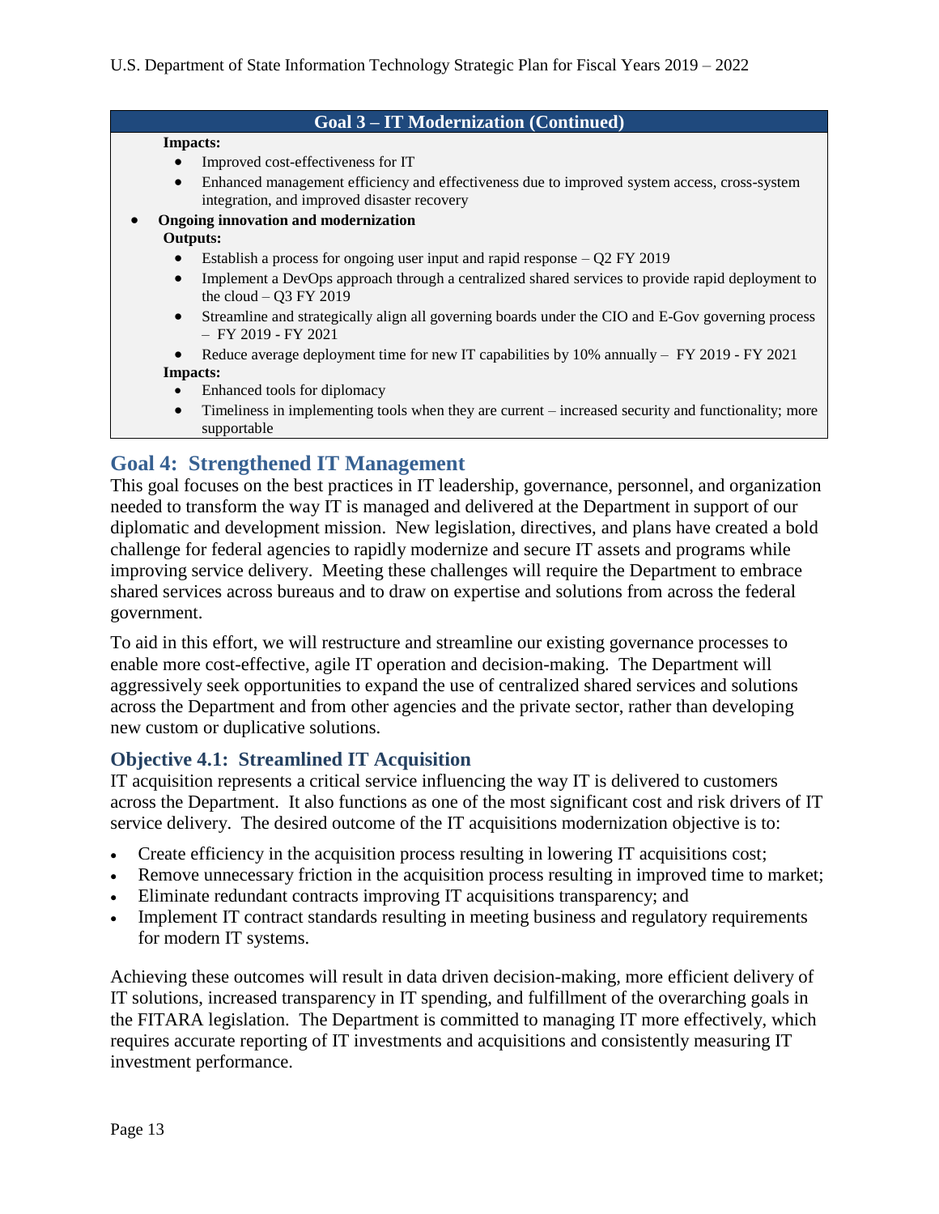**Goal 3 – IT Modernization (Continued)**

**Impacts:**

- Improved cost-effectiveness for IT
- Enhanced management efficiency and effectiveness due to improved system access, cross-system integration, and improved disaster recovery

- **Ongoing innovation and modernization**

  **Outputs:**

  - Establish a process for ongoing user input and rapid response – Q2 FY 2019
  - Implement a DevOps approach through a centralized shared services to provide rapid deployment to the cloud – Q3 FY 2019
  - Streamline and strategically align all governing boards under the CIO and E-Gov governing process – FY 2019 - FY 2021
  - Reduce average deployment time for new IT capabilities by 10% annually – FY 2019 - FY 2021

  **Impacts:**

  - Enhanced tools for diplomacy
  - Timeliness in implementing tools when they are current – increased security and functionality; more supportable

## Goal 4: Strengthened IT Management

This goal focuses on the best practices in IT leadership, governance, personnel, and organization needed to transform the way IT is managed and delivered at the Department in support of our diplomatic and development mission. New legislation, directives, and plans have created a bold challenge for federal agencies to rapidly modernize and secure IT assets and programs while improving service delivery. Meeting these challenges will require the Department to embrace shared services across bureaus and to draw on expertise and solutions from across the federal government.

To aid in this effort, we will restructure and streamline our existing governance processes to enable more cost-effective, agile IT operation and decision-making. The Department will aggressively seek opportunities to expand the use of centralized shared services and solutions across the Department and from other agencies and the private sector, rather than developing new custom or duplicative solutions.

### Objective 4.1: Streamlined IT Acquisition

IT acquisition represents a critical service influencing the way IT is delivered to customers across the Department. It also functions as one of the most significant cost and risk drivers of IT service delivery. The desired outcome of the IT acquisitions modernization objective is to:

- Create efficiency in the acquisition process resulting in lowering IT acquisitions cost;
- Remove unnecessary friction in the acquisition process resulting in improved time to market;
- Eliminate redundant contracts improving IT acquisitions transparency; and
- Implement IT contract standards resulting in meeting business and regulatory requirements for modern IT systems.

Achieving these outcomes will result in data driven decision-making, more efficient delivery of IT solutions, increased transparency in IT spending, and fulfillment of the overarching goals in the FITARA legislation. The Department is committed to managing IT more effectively, which requires accurate reporting of IT investments and acquisitions and consistently measuring IT investment performance.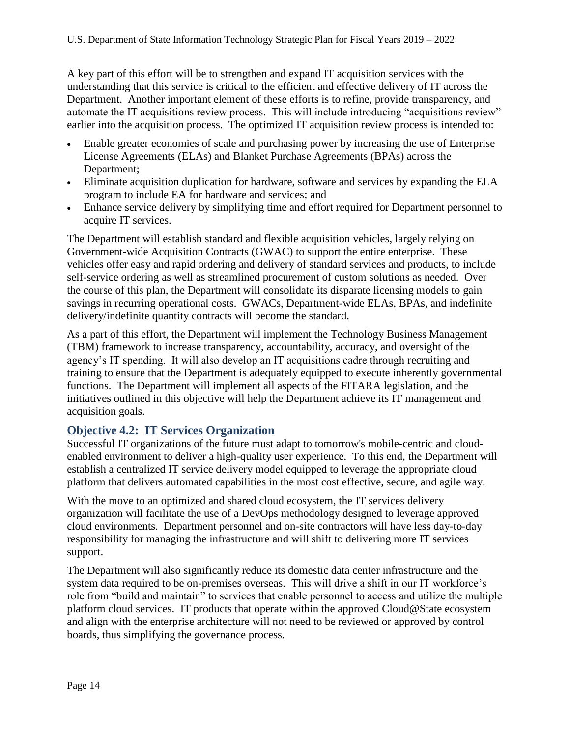A key part of this effort will be to strengthen and expand IT acquisition services with the understanding that this service is critical to the efficient and effective delivery of IT across the Department. Another important element of these efforts is to refine, provide transparency, and automate the IT acquisitions review process. This will include introducing "acquisitions review" earlier into the acquisition process. The optimized IT acquisition review process is intended to:

- Enable greater economies of scale and purchasing power by increasing the use of Enterprise License Agreements (ELAs) and Blanket Purchase Agreements (BPAs) across the Department;
- Eliminate acquisition duplication for hardware, software and services by expanding the ELA program to include EA for hardware and services; and
- Enhance service delivery by simplifying time and effort required for Department personnel to acquire IT services.

The Department will establish standard and flexible acquisition vehicles, largely relying on Government-wide Acquisition Contracts (GWAC) to support the entire enterprise. These vehicles offer easy and rapid ordering and delivery of standard services and products, to include self-service ordering as well as streamlined procurement of custom solutions as needed. Over the course of this plan, the Department will consolidate its disparate licensing models to gain savings in recurring operational costs. GWACs, Department-wide ELAs, BPAs, and indefinite delivery/indefinite quantity contracts will become the standard.

As a part of this effort, the Department will implement the Technology Business Management (TBM) framework to increase transparency, accountability, accuracy, and oversight of the agency's IT spending. It will also develop an IT acquisitions cadre through recruiting and training to ensure that the Department is adequately equipped to execute inherently governmental functions. The Department will implement all aspects of the FITARA legislation, and the initiatives outlined in this objective will help the Department achieve its IT management and acquisition goals.

### Objective 4.2: IT Services Organization

Successful IT organizations of the future must adapt to tomorrow's mobile-centric and cloud-enabled environment to deliver a high-quality user experience. To this end, the Department will establish a centralized IT service delivery model equipped to leverage the appropriate cloud platform that delivers automated capabilities in the most cost effective, secure, and agile way.

With the move to an optimized and shared cloud ecosystem, the IT services delivery organization will facilitate the use of a DevOps methodology designed to leverage approved cloud environments. Department personnel and on-site contractors will have less day-to-day responsibility for managing the infrastructure and will shift to delivering more IT services support.

The Department will also significantly reduce its domestic data center infrastructure and the system data required to be on-premises overseas. This will drive a shift in our IT workforce's role from "build and maintain" to services that enable personnel to access and utilize the multiple platform cloud services. IT products that operate within the approved Cloud@State ecosystem and align with the enterprise architecture will not need to be reviewed or approved by control boards, thus simplifying the governance process.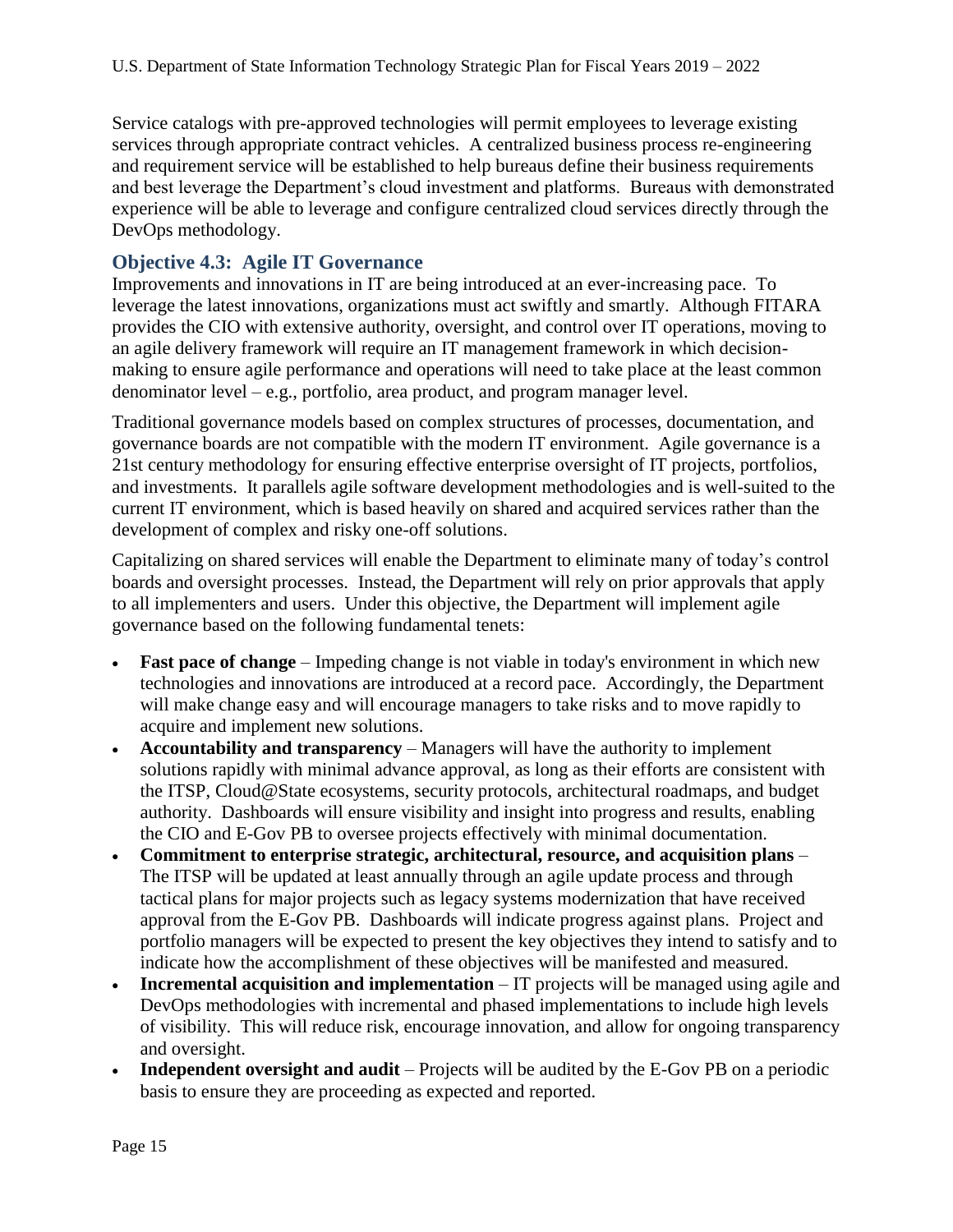Service catalogs with pre-approved technologies will permit employees to leverage existing services through appropriate contract vehicles. A centralized business process re-engineering and requirement service will be established to help bureaus define their business requirements and best leverage the Department's cloud investment and platforms. Bureaus with demonstrated experience will be able to leverage and configure centralized cloud services directly through the DevOps methodology.

### Objective 4.3: Agile IT Governance

Improvements and innovations in IT are being introduced at an ever-increasing pace. To leverage the latest innovations, organizations must act swiftly and smartly. Although FITARA provides the CIO with extensive authority, oversight, and control over IT operations, moving to an agile delivery framework will require an IT management framework in which decision-making to ensure agile performance and operations will need to take place at the least common denominator level – e.g., portfolio, area product, and program manager level.

Traditional governance models based on complex structures of processes, documentation, and governance boards are not compatible with the modern IT environment. Agile governance is a 21st century methodology for ensuring effective enterprise oversight of IT projects, portfolios, and investments. It parallels agile software development methodologies and is well-suited to the current IT environment, which is based heavily on shared and acquired services rather than the development of complex and risky one-off solutions.

Capitalizing on shared services will enable the Department to eliminate many of today's control boards and oversight processes. Instead, the Department will rely on prior approvals that apply to all implementers and users. Under this objective, the Department will implement agile governance based on the following fundamental tenets:

- **Fast pace of change** – Impeding change is not viable in today's environment in which new technologies and innovations are introduced at a record pace. Accordingly, the Department will make change easy and will encourage managers to take risks and to move rapidly to acquire and implement new solutions.
- **Accountability and transparency** – Managers will have the authority to implement solutions rapidly with minimal advance approval, as long as their efforts are consistent with the ITSP, Cloud@State ecosystems, security protocols, architectural roadmaps, and budget authority. Dashboards will ensure visibility and insight into progress and results, enabling the CIO and E-Gov PB to oversee projects effectively with minimal documentation.
- **Commitment to enterprise strategic, architectural, resource, and acquisition plans** – The ITSP will be updated at least annually through an agile update process and through tactical plans for major projects such as legacy systems modernization that have received approval from the E-Gov PB. Dashboards will indicate progress against plans. Project and portfolio managers will be expected to present the key objectives they intend to satisfy and to indicate how the accomplishment of these objectives will be manifested and measured.
- **Incremental acquisition and implementation** – IT projects will be managed using agile and DevOps methodologies with incremental and phased implementations to include high levels of visibility. This will reduce risk, encourage innovation, and allow for ongoing transparency and oversight.
- **Independent oversight and audit** – Projects will be audited by the E-Gov PB on a periodic basis to ensure they are proceeding as expected and reported.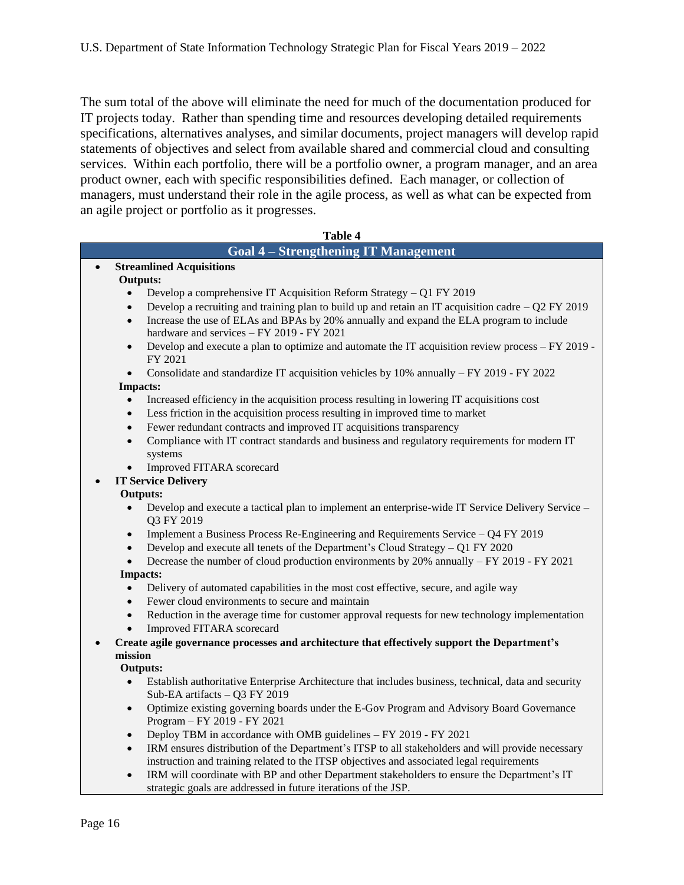The sum total of the above will eliminate the need for much of the documentation produced for IT projects today. Rather than spending time and resources developing detailed requirements specifications, alternatives analyses, and similar documents, project managers will develop rapid statements of objectives and select from available shared and commercial cloud and consulting services. Within each portfolio, there will be a portfolio owner, a program manager, and an area product owner, each with specific responsibilities defined. Each manager, or collection of managers, must understand their role in the agile process, as well as what can be expected from an agile project or portfolio as it progresses.

**Table 4**

| **Goal 4 – Strengthening IT Management** |
|---|
| • **Streamlined Acquisitions**<br>**Outputs:**<br>• Develop a comprehensive IT Acquisition Reform Strategy – Q1 FY 2019<br>• Develop a recruiting and training plan to build up and retain an IT acquisition cadre – Q2 FY 2019<br>• Increase the use of ELAs and BPAs by 20% annually and expand the ELA program to include hardware and services – FY 2019 - FY 2021<br>• Develop and execute a plan to optimize and automate the IT acquisition review process – FY 2019 - FY 2021<br>• Consolidate and standardize IT acquisition vehicles by 10% annually – FY 2019 - FY 2022<br>**Impacts:**<br>• Increased efficiency in the acquisition process resulting in lowering IT acquisitions cost<br>• Less friction in the acquisition process resulting in improved time to market<br>• Fewer redundant contracts and improved IT acquisitions transparency<br>• Compliance with IT contract standards and business and regulatory requirements for modern IT systems<br>• Improved FITARA scorecard |
| • **IT Service Delivery**<br>**Outputs:**<br>• Develop and execute a tactical plan to implement an enterprise-wide IT Service Delivery Service – Q3 FY 2019<br>• Implement a Business Process Re-Engineering and Requirements Service – Q4 FY 2019<br>• Develop and execute all tenets of the Department's Cloud Strategy – Q1 FY 2020<br>• Decrease the number of cloud production environments by 20% annually – FY 2019 - FY 2021<br>**Impacts:**<br>• Delivery of automated capabilities in the most cost effective, secure, and agile way<br>• Fewer cloud environments to secure and maintain<br>• Reduction in the average time for customer approval requests for new technology implementation<br>• Improved FITARA scorecard |
| • **Create agile governance processes and architecture that effectively support the Department's mission**<br>**Outputs:**<br>• Establish authoritative Enterprise Architecture that includes business, technical, data and security Sub-EA artifacts – Q3 FY 2019<br>• Optimize existing governing boards under the E-Gov Program and Advisory Board Governance Program – FY 2019 - FY 2021<br>• Deploy TBM in accordance with OMB guidelines – FY 2019 - FY 2021<br>• IRM ensures distribution of the Department's ITSP to all stakeholders and will provide necessary instruction and training related to the ITSP objectives and associated legal requirements<br>• IRM will coordinate with BP and other Department stakeholders to ensure the Department's IT strategic goals are addressed in future iterations of the JSP. |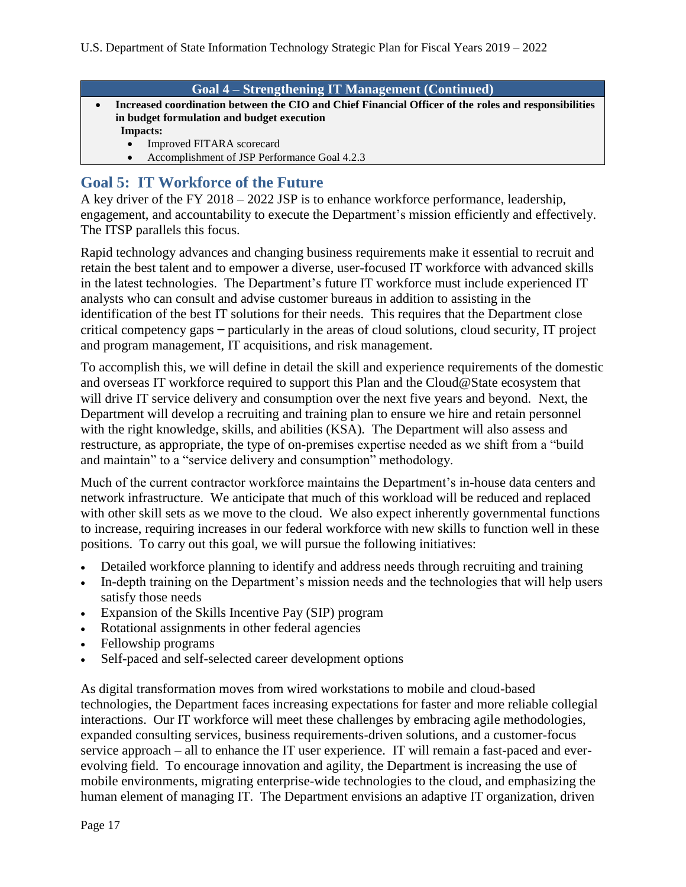| Goal 4 – Strengthening IT Management (Continued) |
| --- |
| • **Increased coordination between the CIO and Chief Financial Officer of the roles and responsibilities in budget formulation and budget execution**<br>**Impacts:**<br>• Improved FITARA scorecard<br>• Accomplishment of JSP Performance Goal 4.2.3 |

## Goal 5: IT Workforce of the Future

A key driver of the FY 2018 – 2022 JSP is to enhance workforce performance, leadership, engagement, and accountability to execute the Department's mission efficiently and effectively. The ITSP parallels this focus.

Rapid technology advances and changing business requirements make it essential to recruit and retain the best talent and to empower a diverse, user-focused IT workforce with advanced skills in the latest technologies. The Department's future IT workforce must include experienced IT analysts who can consult and advise customer bureaus in addition to assisting in the identification of the best IT solutions for their needs. This requires that the Department close critical competency gaps – particularly in the areas of cloud solutions, cloud security, IT project and program management, IT acquisitions, and risk management.

To accomplish this, we will define in detail the skill and experience requirements of the domestic and overseas IT workforce required to support this Plan and the Cloud@State ecosystem that will drive IT service delivery and consumption over the next five years and beyond. Next, the Department will develop a recruiting and training plan to ensure we hire and retain personnel with the right knowledge, skills, and abilities (KSA). The Department will also assess and restructure, as appropriate, the type of on-premises expertise needed as we shift from a "build and maintain" to a "service delivery and consumption" methodology.

Much of the current contractor workforce maintains the Department's in-house data centers and network infrastructure. We anticipate that much of this workload will be reduced and replaced with other skill sets as we move to the cloud. We also expect inherently governmental functions to increase, requiring increases in our federal workforce with new skills to function well in these positions. To carry out this goal, we will pursue the following initiatives:

- Detailed workforce planning to identify and address needs through recruiting and training
- In-depth training on the Department's mission needs and the technologies that will help users satisfy those needs
- Expansion of the Skills Incentive Pay (SIP) program
- Rotational assignments in other federal agencies
- Fellowship programs
- Self-paced and self-selected career development options

As digital transformation moves from wired workstations to mobile and cloud-based technologies, the Department faces increasing expectations for faster and more reliable collegial interactions. Our IT workforce will meet these challenges by embracing agile methodologies, expanded consulting services, business requirements-driven solutions, and a customer-focus service approach – all to enhance the IT user experience. IT will remain a fast-paced and ever-evolving field. To encourage innovation and agility, the Department is increasing the use of mobile environments, migrating enterprise-wide technologies to the cloud, and emphasizing the human element of managing IT. The Department envisions an adaptive IT organization, driven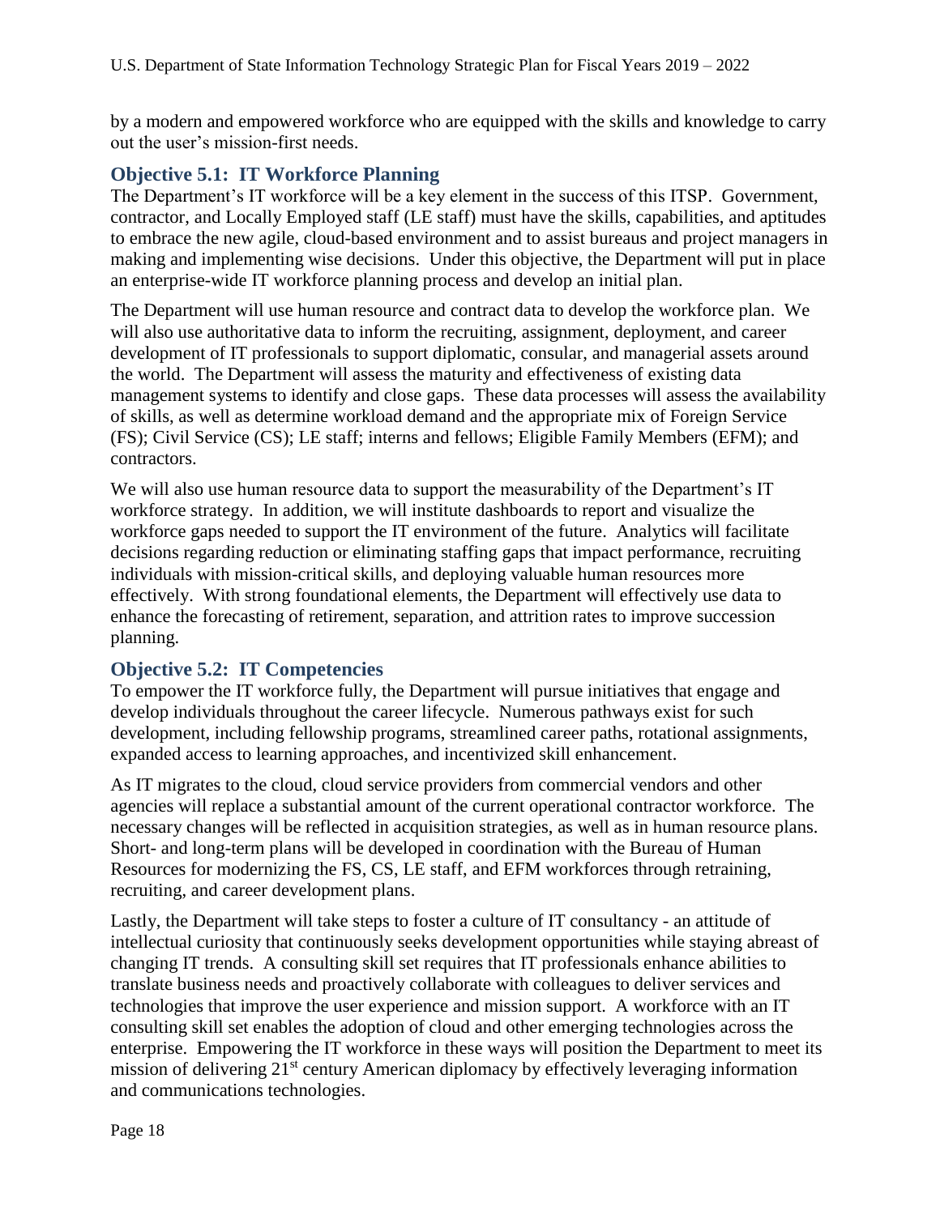by a modern and empowered workforce who are equipped with the skills and knowledge to carry out the user's mission-first needs.

### Objective 5.1: IT Workforce Planning

The Department's IT workforce will be a key element in the success of this ITSP. Government, contractor, and Locally Employed staff (LE staff) must have the skills, capabilities, and aptitudes to embrace the new agile, cloud-based environment and to assist bureaus and project managers in making and implementing wise decisions. Under this objective, the Department will put in place an enterprise-wide IT workforce planning process and develop an initial plan.

The Department will use human resource and contract data to develop the workforce plan. We will also use authoritative data to inform the recruiting, assignment, deployment, and career development of IT professionals to support diplomatic, consular, and managerial assets around the world. The Department will assess the maturity and effectiveness of existing data management systems to identify and close gaps. These data processes will assess the availability of skills, as well as determine workload demand and the appropriate mix of Foreign Service (FS); Civil Service (CS); LE staff; interns and fellows; Eligible Family Members (EFM); and contractors.

We will also use human resource data to support the measurability of the Department's IT workforce strategy. In addition, we will institute dashboards to report and visualize the workforce gaps needed to support the IT environment of the future. Analytics will facilitate decisions regarding reduction or eliminating staffing gaps that impact performance, recruiting individuals with mission-critical skills, and deploying valuable human resources more effectively. With strong foundational elements, the Department will effectively use data to enhance the forecasting of retirement, separation, and attrition rates to improve succession planning.

### Objective 5.2: IT Competencies

To empower the IT workforce fully, the Department will pursue initiatives that engage and develop individuals throughout the career lifecycle. Numerous pathways exist for such development, including fellowship programs, streamlined career paths, rotational assignments, expanded access to learning approaches, and incentivized skill enhancement.

As IT migrates to the cloud, cloud service providers from commercial vendors and other agencies will replace a substantial amount of the current operational contractor workforce. The necessary changes will be reflected in acquisition strategies, as well as in human resource plans. Short- and long-term plans will be developed in coordination with the Bureau of Human Resources for modernizing the FS, CS, LE staff, and EFM workforces through retraining, recruiting, and career development plans.

Lastly, the Department will take steps to foster a culture of IT consultancy - an attitude of intellectual curiosity that continuously seeks development opportunities while staying abreast of changing IT trends. A consulting skill set requires that IT professionals enhance abilities to translate business needs and proactively collaborate with colleagues to deliver services and technologies that improve the user experience and mission support. A workforce with an IT consulting skill set enables the adoption of cloud and other emerging technologies across the enterprise. Empowering the IT workforce in these ways will position the Department to meet its mission of delivering 21st century American diplomacy by effectively leveraging information and communications technologies.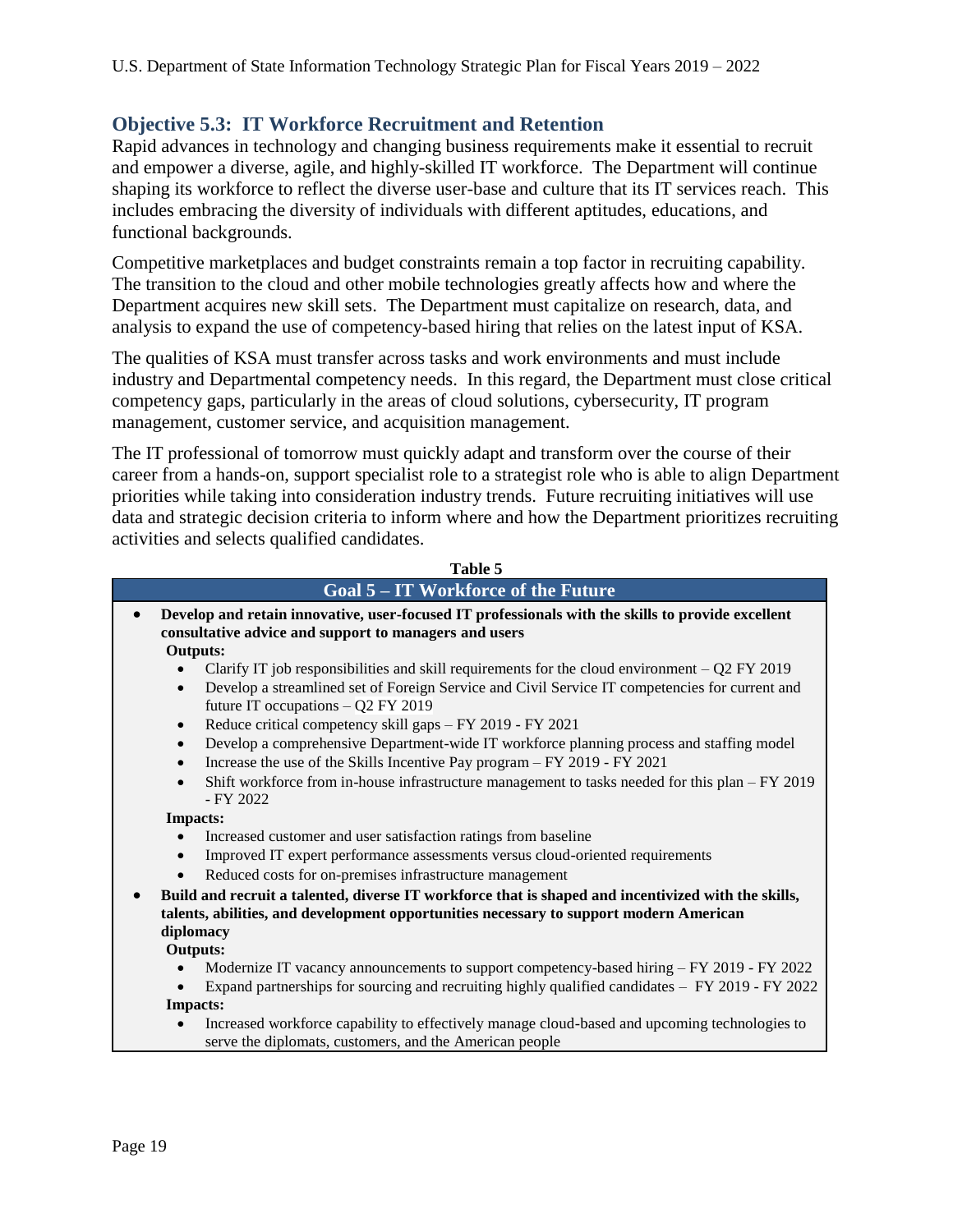## Objective 5.3: IT Workforce Recruitment and Retention

Rapid advances in technology and changing business requirements make it essential to recruit and empower a diverse, agile, and highly-skilled IT workforce. The Department will continue shaping its workforce to reflect the diverse user-base and culture that its IT services reach. This includes embracing the diversity of individuals with different aptitudes, educations, and functional backgrounds.

Competitive marketplaces and budget constraints remain a top factor in recruiting capability. The transition to the cloud and other mobile technologies greatly affects how and where the Department acquires new skill sets. The Department must capitalize on research, data, and analysis to expand the use of competency-based hiring that relies on the latest input of KSA.

The qualities of KSA must transfer across tasks and work environments and must include industry and Departmental competency needs. In this regard, the Department must close critical competency gaps, particularly in the areas of cloud solutions, cybersecurity, IT program management, customer service, and acquisition management.

The IT professional of tomorrow must quickly adapt and transform over the course of their career from a hands-on, support specialist role to a strategist role who is able to align Department priorities while taking into consideration industry trends. Future recruiting initiatives will use data and strategic decision criteria to inform where and how the Department prioritizes recruiting activities and selects qualified candidates.

**Table 5**

| Goal 5 – IT Workforce of the Future |
|---|
| • **Develop and retain innovative, user-focused IT professionals with the skills to provide excellent consultative advice and support to managers and users**<br>**Outputs:**<br>• Clarify IT job responsibilities and skill requirements for the cloud environment – Q2 FY 2019<br>• Develop a streamlined set of Foreign Service and Civil Service IT competencies for current and future IT occupations – Q2 FY 2019<br>• Reduce critical competency skill gaps – FY 2019 - FY 2021<br>• Develop a comprehensive Department-wide IT workforce planning process and staffing model<br>• Increase the use of the Skills Incentive Pay program – FY 2019 - FY 2021<br>• Shift workforce from in-house infrastructure management to tasks needed for this plan – FY 2019 - FY 2022<br>**Impacts:**<br>• Increased customer and user satisfaction ratings from baseline<br>• Improved IT expert performance assessments versus cloud-oriented requirements<br>• Reduced costs for on-premises infrastructure management |
| • **Build and recruit a talented, diverse IT workforce that is shaped and incentivized with the skills, talents, abilities, and development opportunities necessary to support modern American diplomacy**<br>**Outputs:**<br>• Modernize IT vacancy announcements to support competency-based hiring – FY 2019 - FY 2022<br>• Expand partnerships for sourcing and recruiting highly qualified candidates – FY 2019 - FY 2022<br>**Impacts:**<br>• Increased workforce capability to effectively manage cloud-based and upcoming technologies to serve the diplomats, customers, and the American people |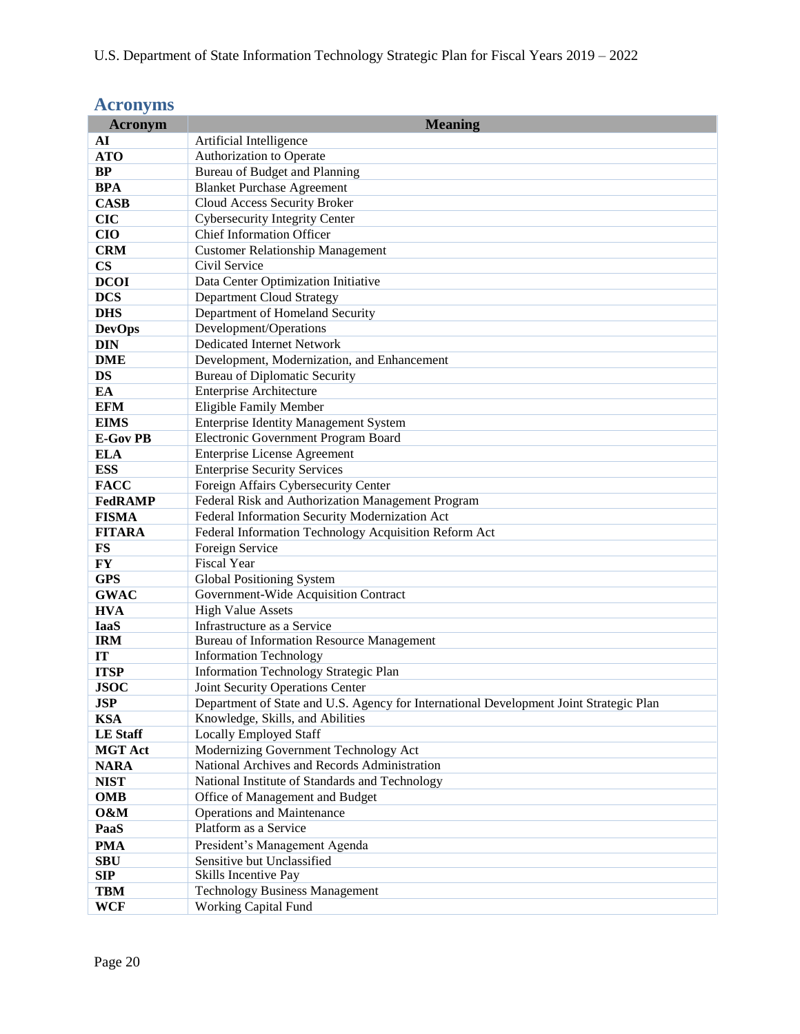## Acronyms

| Acronym | Meaning |
|---|---|
| **AI** | Artificial Intelligence |
| **ATO** | Authorization to Operate |
| **BP** | Bureau of Budget and Planning |
| **BPA** | Blanket Purchase Agreement |
| **CASB** | Cloud Access Security Broker |
| **CIC** | Cybersecurity Integrity Center |
| **CIO** | Chief Information Officer |
| **CRM** | Customer Relationship Management |
| **CS** | Civil Service |
| **DCOI** | Data Center Optimization Initiative |
| **DCS** | Department Cloud Strategy |
| **DHS** | Department of Homeland Security |
| **DevOps** | Development/Operations |
| **DIN** | Dedicated Internet Network |
| **DME** | Development, Modernization, and Enhancement |
| **DS** | Bureau of Diplomatic Security |
| **EA** | Enterprise Architecture |
| **EFM** | Eligible Family Member |
| **EIMS** | Enterprise Identity Management System |
| **E-Gov PB** | Electronic Government Program Board |
| **ELA** | Enterprise License Agreement |
| **ESS** | Enterprise Security Services |
| **FACC** | Foreign Affairs Cybersecurity Center |
| **FedRAMP** | Federal Risk and Authorization Management Program |
| **FISMA** | Federal Information Security Modernization Act |
| **FITARA** | Federal Information Technology Acquisition Reform Act |
| **FS** | Foreign Service |
| **FY** | Fiscal Year |
| **GPS** | Global Positioning System |
| **GWAC** | Government-Wide Acquisition Contract |
| **HVA** | High Value Assets |
| **IaaS** | Infrastructure as a Service |
| **IRM** | Bureau of Information Resource Management |
| **IT** | Information Technology |
| **ITSP** | Information Technology Strategic Plan |
| **JSOC** | Joint Security Operations Center |
| **JSP** | Department of State and U.S. Agency for International Development Joint Strategic Plan |
| **KSA** | Knowledge, Skills, and Abilities |
| **LE Staff** | Locally Employed Staff |
| **MGT Act** | Modernizing Government Technology Act |
| **NARA** | National Archives and Records Administration |
| **NIST** | National Institute of Standards and Technology |
| **OMB** | Office of Management and Budget |
| **O&M** | Operations and Maintenance |
| **PaaS** | Platform as a Service |
| **PMA** | President's Management Agenda |
| **SBU** | Sensitive but Unclassified |
| **SIP** | Skills Incentive Pay |
| **TBM** | Technology Business Management |
| **WCF** | Working Capital Fund |